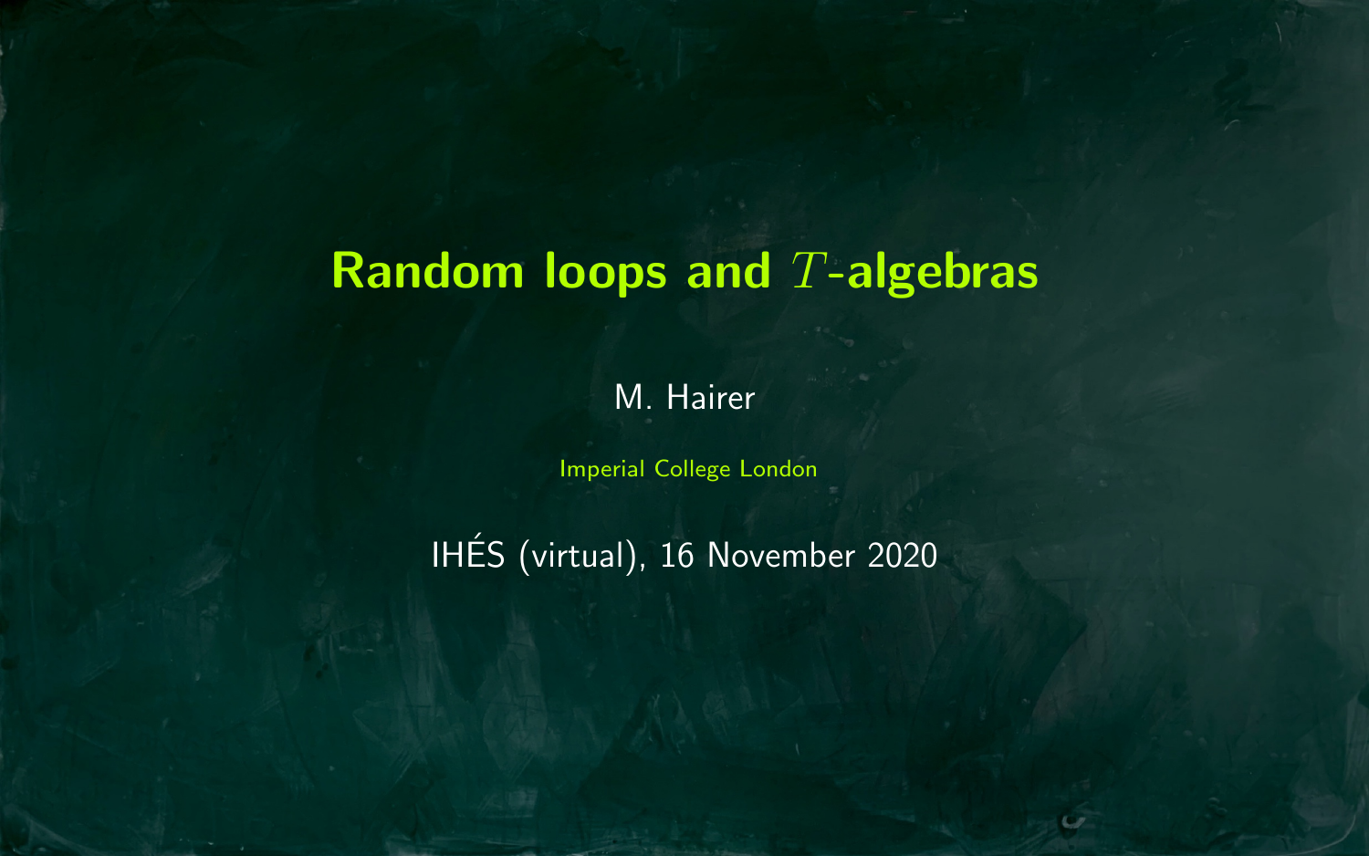# Random loops and $T$-algebras

M. Hairer

Imperial College London

IHÉS (virtual), 16 November 2020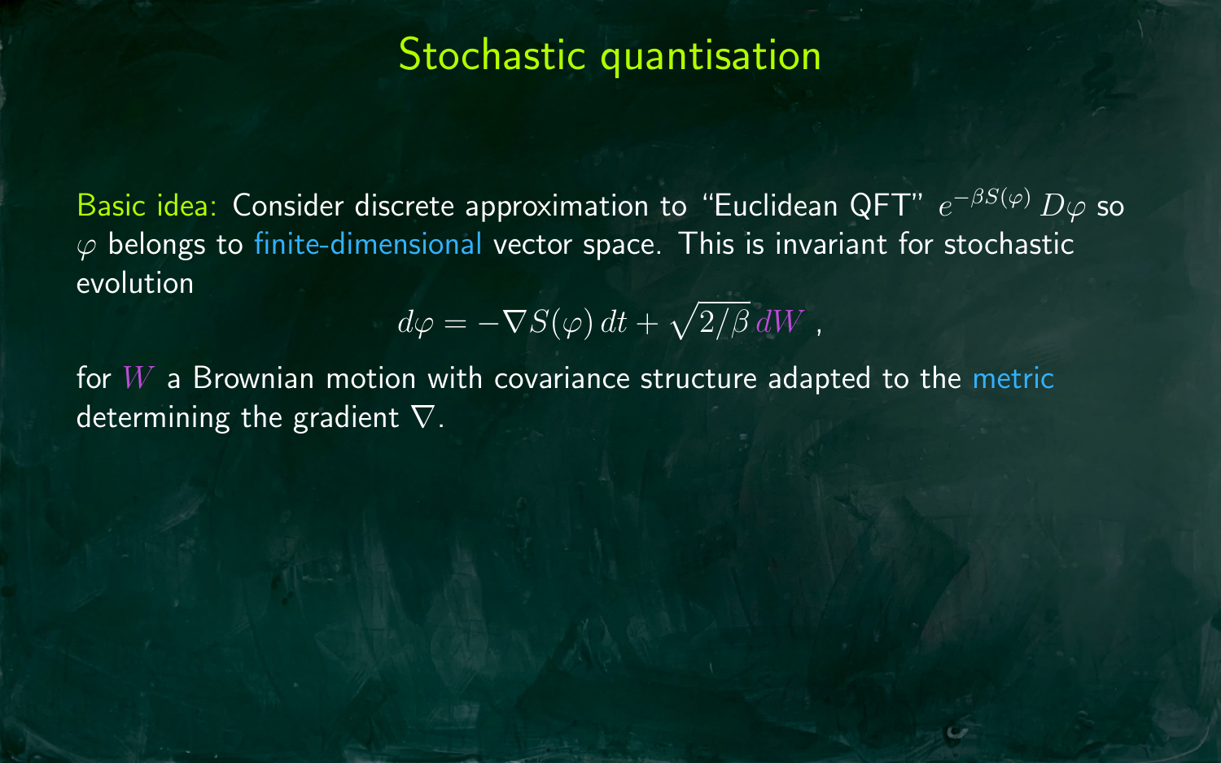# Stochastic quantisation

Basic idea: Consider discrete approximation to "Euclidean QFT" $e^{-\beta S(\varphi)}\,D\varphi$ so $\varphi$ belongs to finite-dimensional vector space. This is invariant for stochastic evolution

$$d\varphi = -\nabla S(\varphi)\,dt + \sqrt{2/\beta}\,dW\;,$$

for $W$ a Brownian motion with covariance structure adapted to the metric determining the gradient $\nabla$.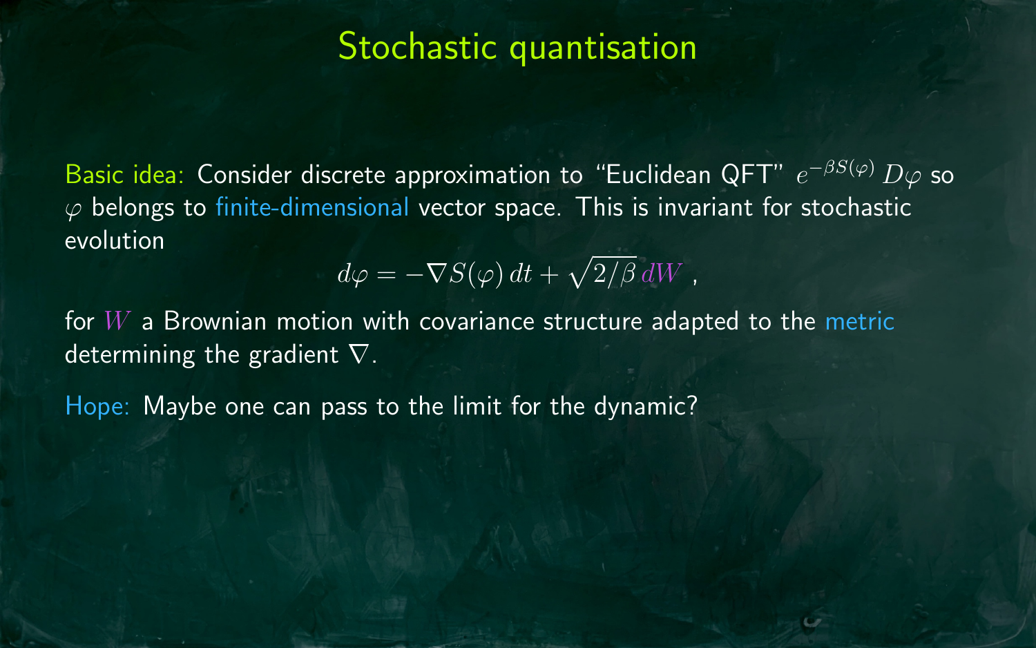# Stochastic quantisation

Basic idea: Consider discrete approximation to "Euclidean QFT" $e^{-\beta S(\varphi)}\,D\varphi$ so $\varphi$ belongs to finite-dimensional vector space. This is invariant for stochastic evolution

$$d\varphi = -\nabla S(\varphi)\,dt + \sqrt{2/\beta}\,dW\,,$$

for $W$ a Brownian motion with covariance structure adapted to the metric determining the gradient $\nabla$.

Hope: Maybe one can pass to the limit for the dynamic?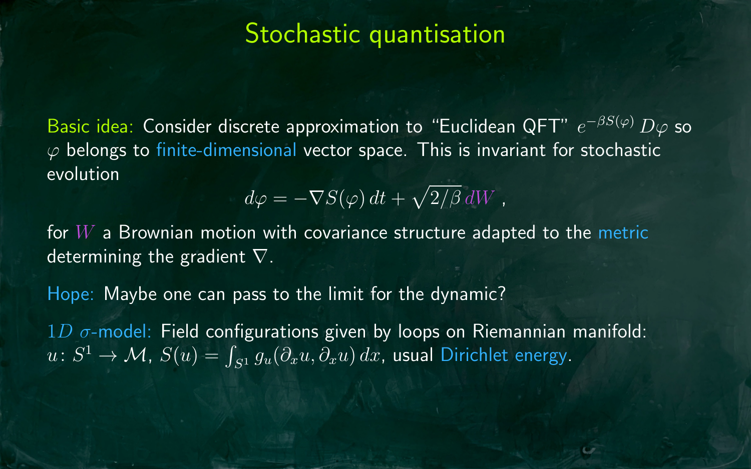# Stochastic quantisation

Basic idea: Consider discrete approximation to "Euclidean QFT" $e^{-\beta S(\varphi)}\, D\varphi$ so $\varphi$ belongs to finite-dimensional vector space. This is invariant for stochastic evolution

$$d\varphi = -\nabla S(\varphi)\, dt + \sqrt{2/\beta}\, dW \;,$$

for $W$ a Brownian motion with covariance structure adapted to the metric determining the gradient $\nabla$.

Hope: Maybe one can pass to the limit for the dynamic?

$1D$ $\sigma$-model: Field configurations given by loops on Riemannian manifold: $u\colon S^1 \to \mathcal{M}$, $S(u) = \int_{S^1} g_u(\partial_x u, \partial_x u)\, dx$, usual Dirichlet energy.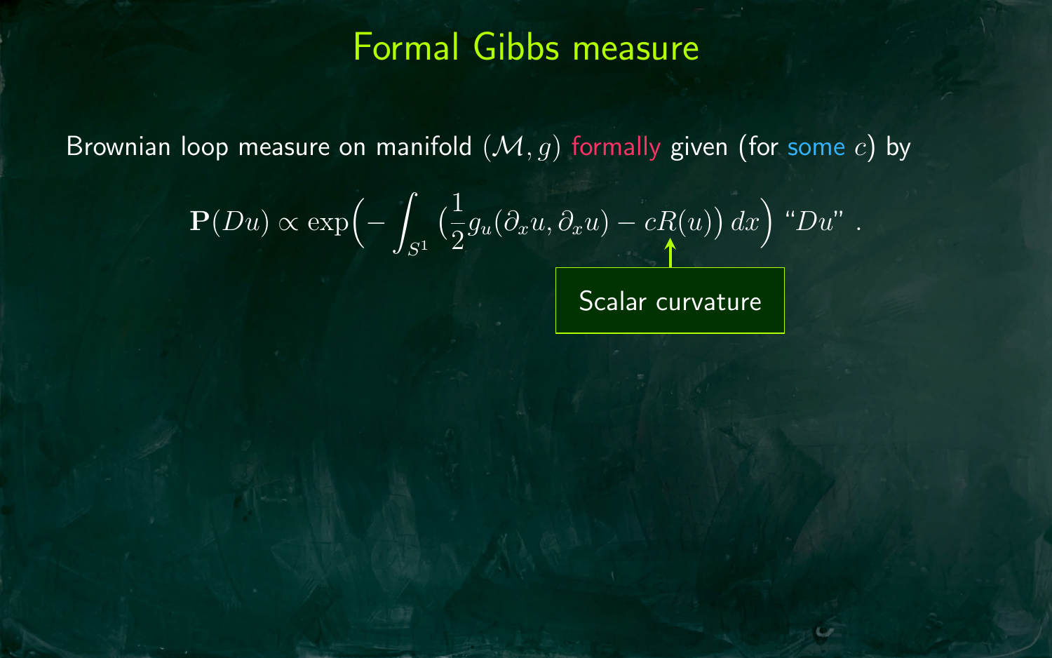# Formal Gibbs measure

Brownian loop measure on manifold $(\mathcal{M}, g)$ formally given (for some $c$) by

$$\mathbf{P}(Du) \propto \exp\Big(-\int_{S^1} \big(\frac{1}{2}g_u(\partial_x u, \partial_x u) - cR(u)\big)\,dx\Big)\ \text{“}Du\text{”}\ .$$

Scalar curvature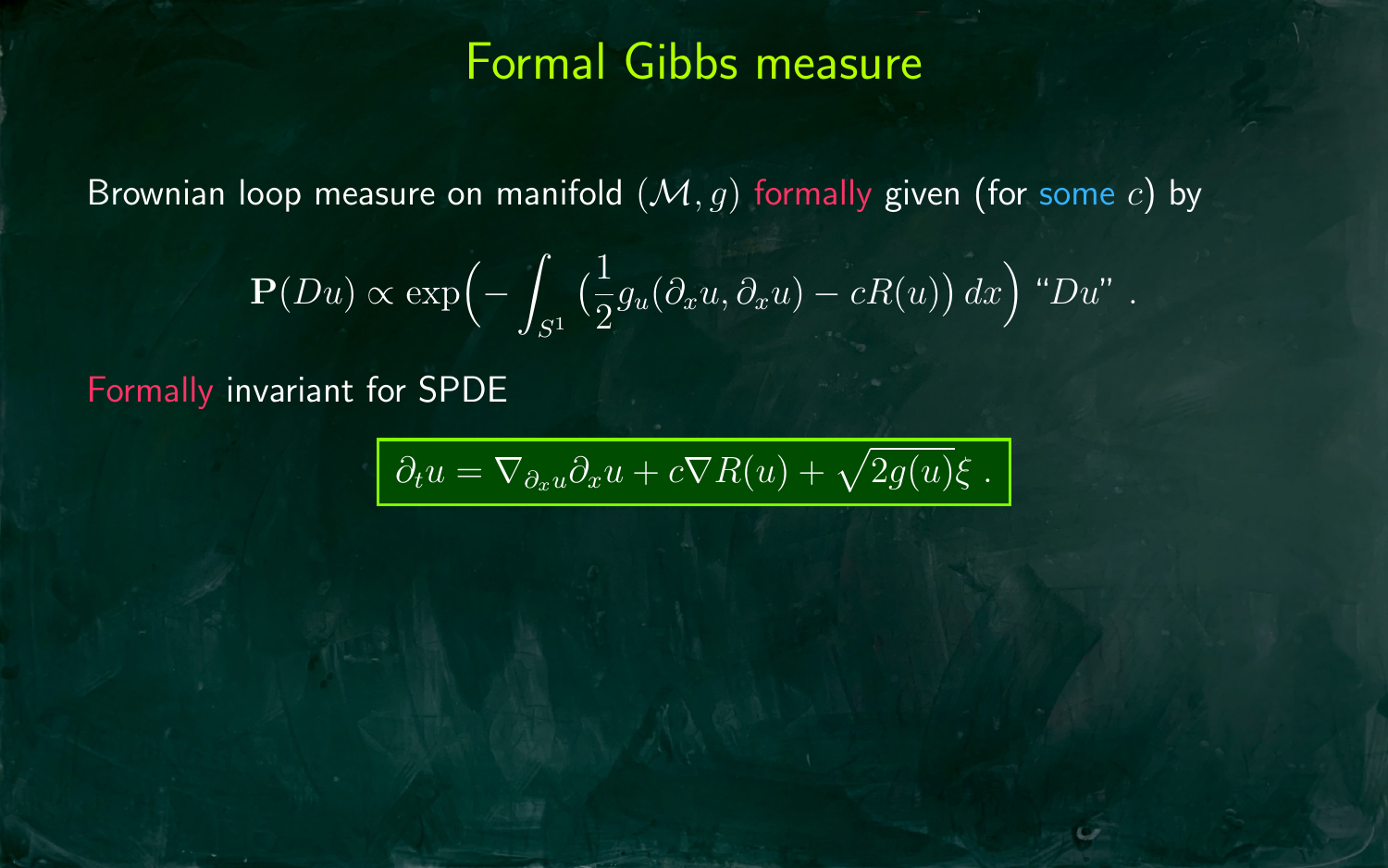# Formal Gibbs measure

Brownian loop measure on manifold $(\mathcal{M}, g)$ formally given (for some $c$) by

$$\mathbf{P}(Du) \propto \exp\Big(-\int_{S^1} \big(\frac{1}{2} g_u(\partial_x u, \partial_x u) - cR(u)\big)\, dx\Big) \text{ “}Du\text{”} \; .$$

Formally invariant for SPDE

$$\boxed{\partial_t u = \nabla_{\partial_x u} \partial_x u + c \nabla R(u) + \sqrt{2g(u)}\xi \; .}$$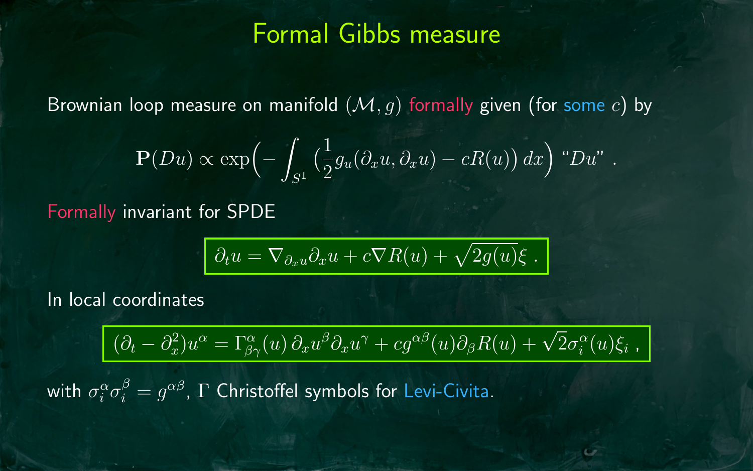# Formal Gibbs measure

Brownian loop measure on manifold $(\mathcal{M}, g)$ formally given (for some $c$) by

$$\mathbf{P}(Du) \propto \exp\Big(-\int_{S^1} \big(\frac{1}{2} g_u(\partial_x u, \partial_x u) - cR(u)\big)\, dx\Big) \text{ “}Du\text{” } .$$

Formally invariant for SPDE

$$\partial_t u = \nabla_{\partial_x u} \partial_x u + c\nabla R(u) + \sqrt{2g(u)}\xi \; .$$

In local coordinates

$$(\partial_t - \partial_x^2) u^\alpha = \Gamma^\alpha_{\beta\gamma}(u)\, \partial_x u^\beta \partial_x u^\gamma + c g^{\alpha\beta}(u) \partial_\beta R(u) + \sqrt{2} \sigma_i^\alpha(u) \xi_i \; ,$$

with $\sigma_i^\alpha \sigma_i^\beta = g^{\alpha\beta}$, $\Gamma$ Christoffel symbols for Levi-Civita.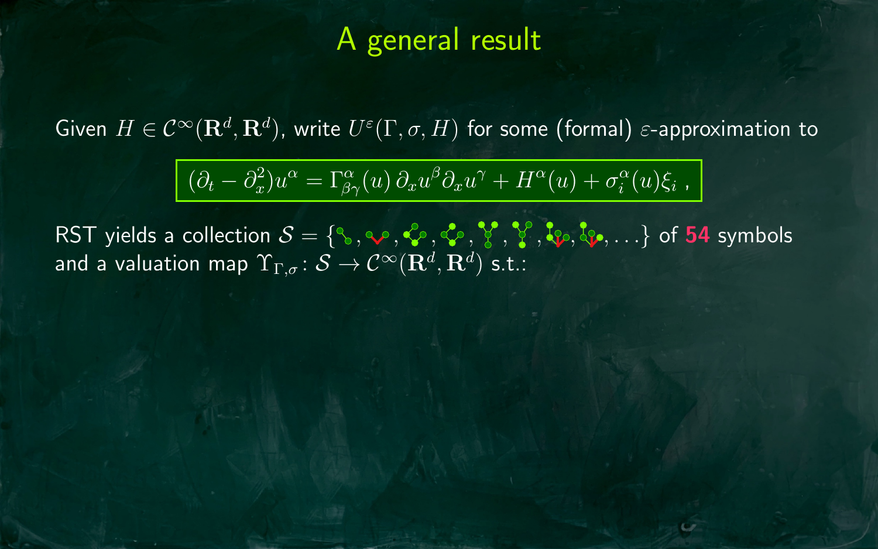# A general result

Given $H \in \mathcal{C}^\infty(\mathbf{R}^d, \mathbf{R}^d)$, write $U^\varepsilon(\Gamma, \sigma, H)$ for some (formal) $\varepsilon$-approximation to

$$(\partial_t - \partial_x^2)u^\alpha = \Gamma^\alpha_{\beta\gamma}(u)\,\partial_x u^\beta \partial_x u^\gamma + H^\alpha(u) + \sigma^\alpha_i(u)\xi_i \;,$$

RST yields a collection $\mathcal{S} = \{\ldots\}$ of **54** symbols and a valuation map $\Upsilon_{\Gamma,\sigma} \colon \mathcal{S} \to \mathcal{C}^\infty(\mathbf{R}^d, \mathbf{R}^d)$ s.t.: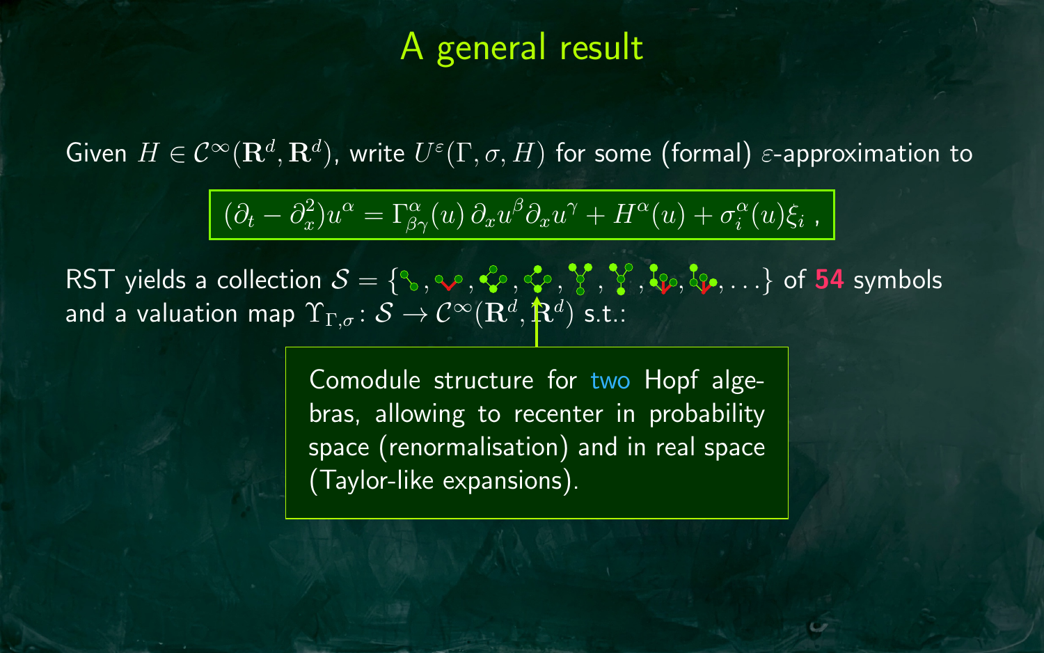# A general result

Given $H \in \mathcal{C}^\infty(\mathbf{R}^d, \mathbf{R}^d)$, write $U^\varepsilon(\Gamma, \sigma, H)$ for some (formal) $\varepsilon$-approximation to

$$(\partial_t - \partial_x^2) u^\alpha = \Gamma^\alpha_{\beta\gamma}(u)\, \partial_x u^\beta \partial_x u^\gamma + H^\alpha(u) + \sigma^\alpha_i(u) \xi_i \ ,$$

RST yields a collection $\mathcal{S} = \{\ldots\}$ of **54** symbols and a valuation map $\Upsilon_{\Gamma,\sigma} \colon \mathcal{S} \to \mathcal{C}^\infty(\mathbf{R}^d, \mathbf{R}^d)$ s.t.:

> Comodule structure for two Hopf algebras, allowing to recenter in probability space (renormalisation) and in real space (Taylor-like expansions).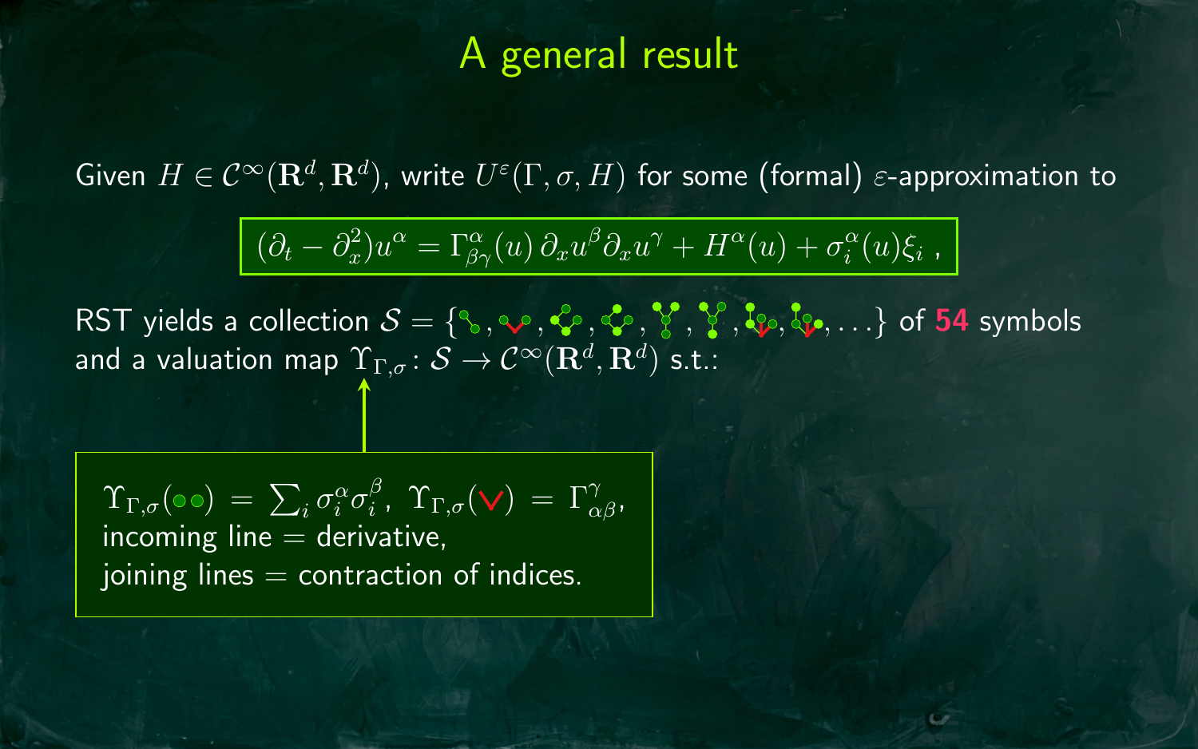# A general result

Given $H \in \mathcal{C}^\infty(\mathbf{R}^d, \mathbf{R}^d)$, write $U^\varepsilon(\Gamma, \sigma, H)$ for some (formal) $\varepsilon$-approximation to

$$(\partial_t - \partial_x^2)u^\alpha = \Gamma^\alpha_{\beta\gamma}(u)\,\partial_x u^\beta \partial_x u^\gamma + H^\alpha(u) + \sigma^\alpha_i(u)\xi_i\ ,$$

RST yields a collection $\mathcal{S} = \{\ldots\}$ of **54** symbols and a valuation map $\Upsilon_{\Gamma,\sigma}\colon \mathcal{S} \to \mathcal{C}^\infty(\mathbf{R}^d, \mathbf{R}^d)$ s.t.:

$\Upsilon_{\Gamma,\sigma}(\bullet\bullet) = \sum_i \sigma^\alpha_i \sigma^\beta_i$, $\Upsilon_{\Gamma,\sigma}(\vee) = \Gamma^\gamma_{\alpha\beta}$,
incoming line = derivative,
joining lines = contraction of indices.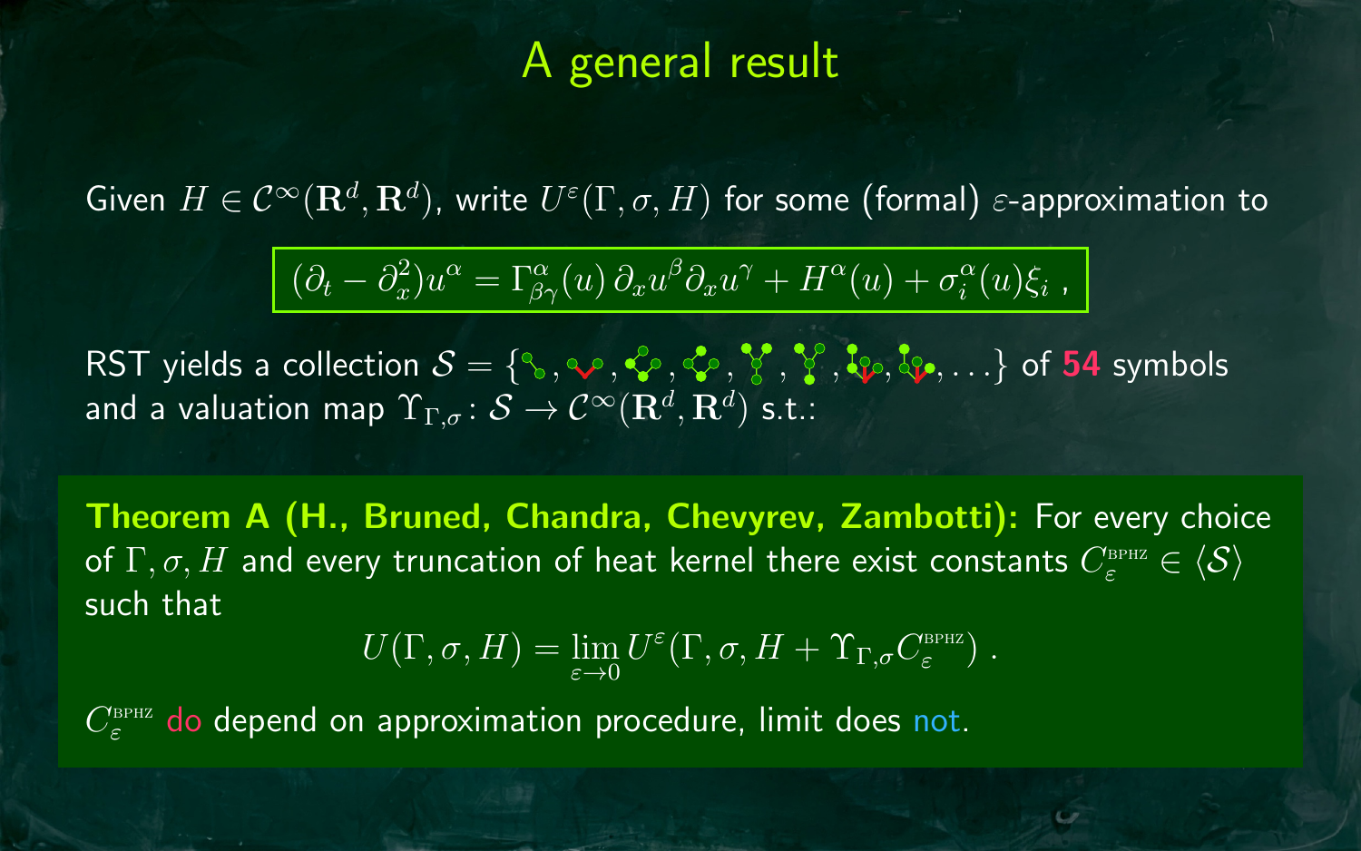# A general result

Given $H \in \mathcal{C}^\infty(\mathbf{R}^d, \mathbf{R}^d)$, write $U^\varepsilon(\Gamma, \sigma, H)$ for some (formal) $\varepsilon$-approximation to

$$(\partial_t - \partial_x^2) u^\alpha = \Gamma^\alpha_{\beta\gamma}(u)\, \partial_x u^\beta \partial_x u^\gamma + H^\alpha(u) + \sigma^\alpha_i(u) \xi_i \;,$$

RST yields a collection $\mathcal{S} = \{\ldots\}$ of **54** symbols and a valuation map $\Upsilon_{\Gamma,\sigma} \colon \mathcal{S} \to \mathcal{C}^\infty(\mathbf{R}^d, \mathbf{R}^d)$ s.t.:

**Theorem A (H., Bruned, Chandra, Chevyrev, Zambotti):** For every choice of $\Gamma, \sigma, H$ and every truncation of heat kernel there exist constants $C_\varepsilon^{\text{BPHZ}} \in \langle \mathcal{S} \rangle$ such that

$$U(\Gamma, \sigma, H) = \lim_{\varepsilon \to 0} U^\varepsilon(\Gamma, \sigma, H + \Upsilon_{\Gamma,\sigma} C_\varepsilon^{\text{BPHZ}}) \;.$$

$C_\varepsilon^{\text{BPHZ}}$ do depend on approximation procedure, limit does not.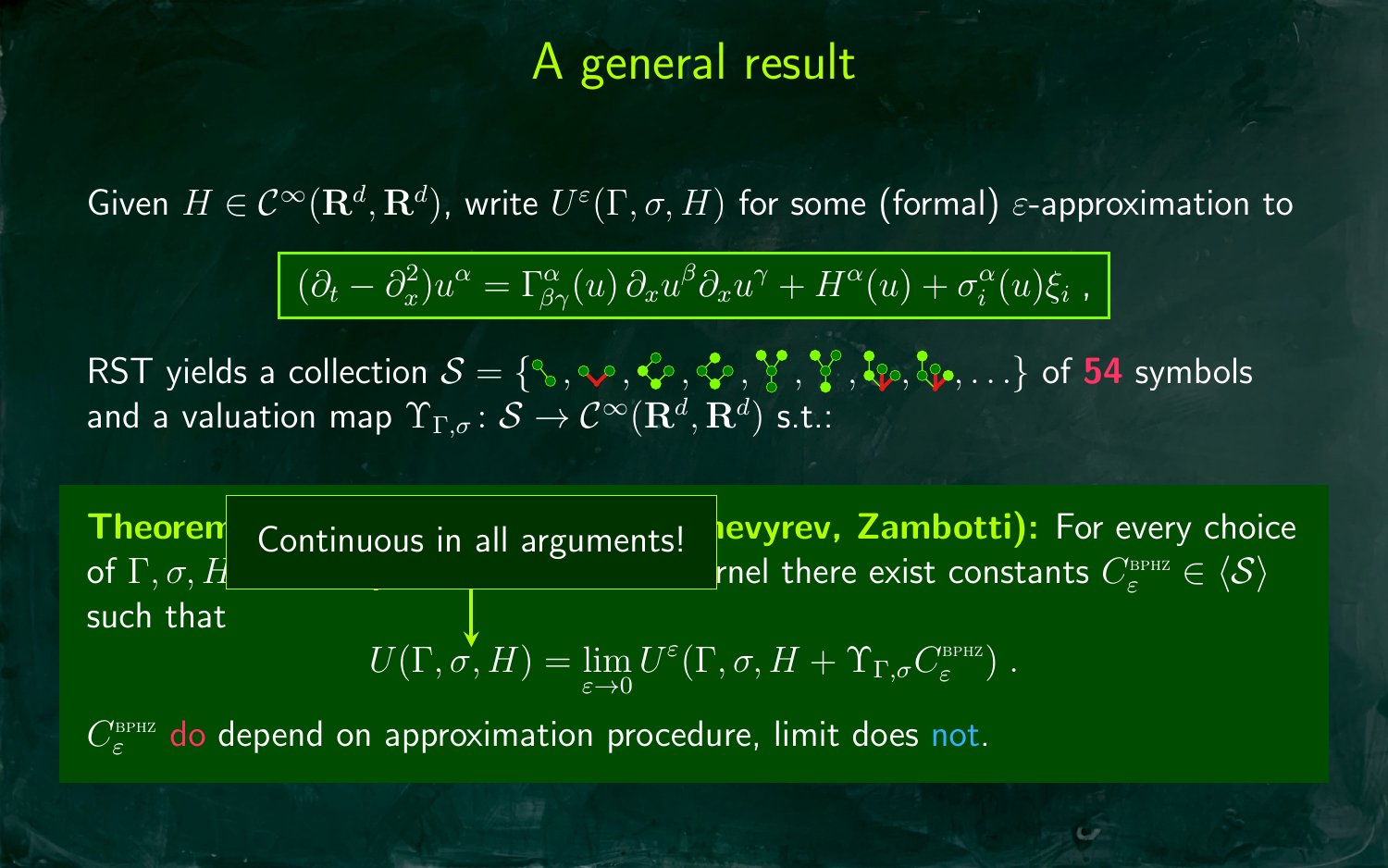# A general result

Given $H \in \mathcal{C}^\infty(\mathbf{R}^d, \mathbf{R}^d)$, write $U^\varepsilon(\Gamma, \sigma, H)$ for some (formal) $\varepsilon$-approximation to

$$(\partial_t - \partial_x^2) u^\alpha = \Gamma^\alpha_{\beta\gamma}(u)\, \partial_x u^\beta \partial_x u^\gamma + H^\alpha(u) + \sigma_i^\alpha(u) \xi_i \ ,$$

RST yields a collection $\mathcal{S} = \{\ldots\}$ of **54** symbols and a valuation map $\Upsilon_{\Gamma,\sigma} \colon \mathcal{S} \to \mathcal{C}^\infty(\mathbf{R}^d, \mathbf{R}^d)$ s.t.:

**Theorem** [partially obscured] **...hevyrev, Zambotti):** For every choice of $\Gamma, \sigma, H$ [partially obscured] ...rnel there exist constants $C_\varepsilon^{\text{BPHZ}} \in \langle \mathcal{S} \rangle$ such that

Continuous in all arguments!

$$U(\Gamma, \sigma, H) = \lim_{\varepsilon \to 0} U^\varepsilon(\Gamma, \sigma, H + \Upsilon_{\Gamma,\sigma} C_\varepsilon^{\text{BPHZ}}) \ .$$

$C_\varepsilon^{\text{BPHZ}}$ do depend on approximation procedure, limit does not.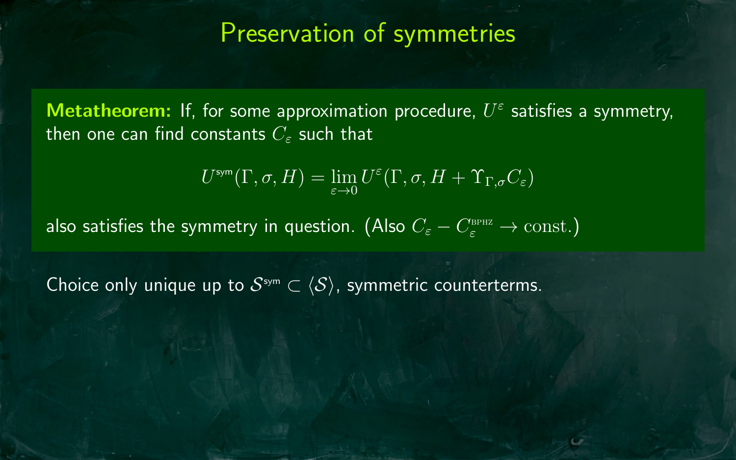# Preservation of symmetries

**Metatheorem:** If, for some approximation procedure, $U^\varepsilon$ satisfies a symmetry, then one can find constants $C_\varepsilon$ such that

$$U^{\text{sym}}(\Gamma, \sigma, H) = \lim_{\varepsilon \to 0} U^\varepsilon(\Gamma, \sigma, H + \Upsilon_{\Gamma,\sigma} C_\varepsilon)$$

also satisfies the symmetry in question. (Also $C_\varepsilon - C_\varepsilon^{\text{BPHZ}} \to \text{const.}$)

Choice only unique up to $\mathcal{S}^{\text{sym}} \subset \langle \mathcal{S} \rangle$, symmetric counterterms.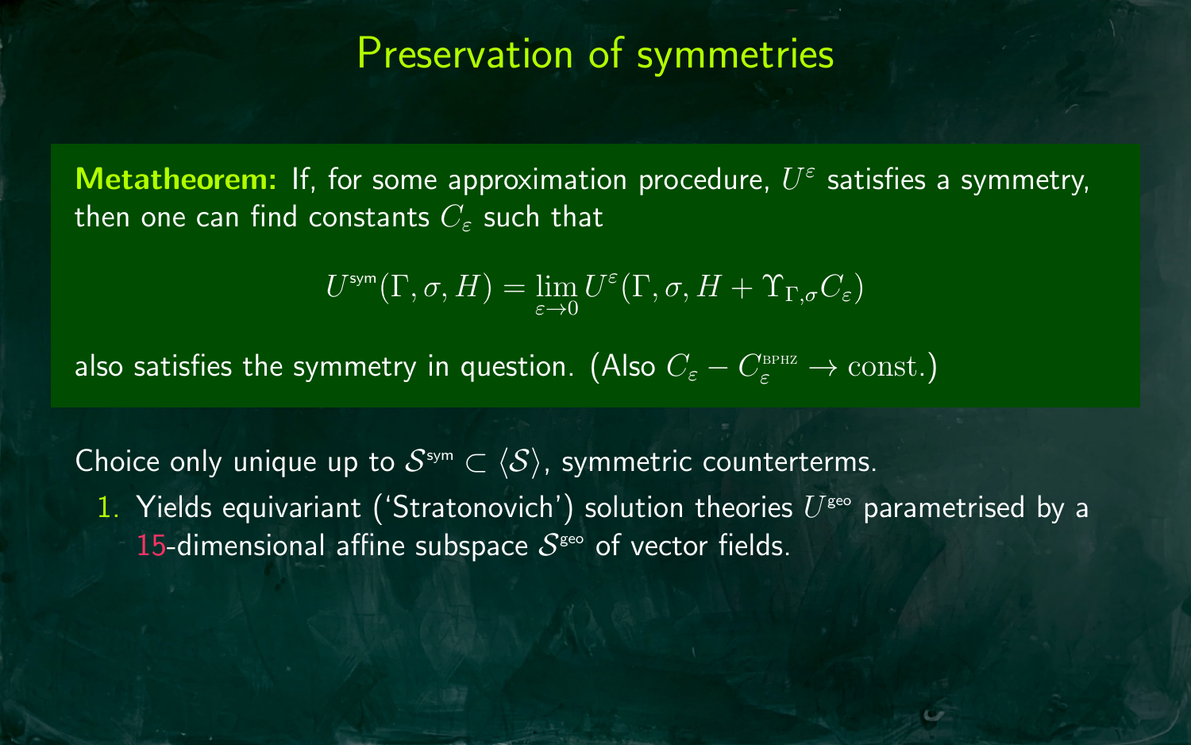# Preservation of symmetries

**Metatheorem:** If, for some approximation procedure, $U^\varepsilon$ satisfies a symmetry, then one can find constants $C_\varepsilon$ such that

$$U^{\mathsf{sym}}(\Gamma, \sigma, H) = \lim_{\varepsilon \to 0} U^\varepsilon(\Gamma, \sigma, H + \Upsilon_{\Gamma,\sigma} C_\varepsilon)$$

also satisfies the symmetry in question. (Also $C_\varepsilon - C_\varepsilon^{\text{BPHZ}} \to \text{const.}$)

Choice only unique up to $\mathcal{S}^{\mathsf{sym}} \subset \langle \mathcal{S} \rangle$, symmetric counterterms.

1. Yields equivariant ('Stratonovich') solution theories $U^{\mathsf{geo}}$ parametrised by a 15-dimensional affine subspace $\mathcal{S}^{\mathsf{geo}}$ of vector fields.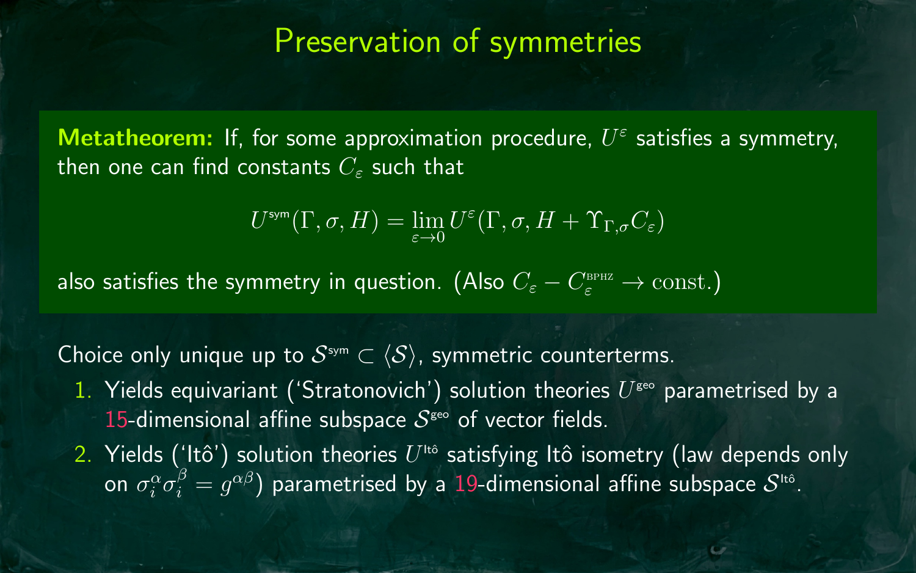# Preservation of symmetries

**Metatheorem:** If, for some approximation procedure, $U^\varepsilon$ satisfies a symmetry, then one can find constants $C_\varepsilon$ such that

$$U^{\mathsf{sym}}(\Gamma, \sigma, H) = \lim_{\varepsilon \to 0} U^\varepsilon(\Gamma, \sigma, H + \Upsilon_{\Gamma,\sigma} C_\varepsilon)$$

also satisfies the symmetry in question. (Also $C_\varepsilon - C_\varepsilon^{\text{BPHZ}} \to \text{const.}$)

Choice only unique up to $\mathcal{S}^{\mathsf{sym}} \subset \langle \mathcal{S} \rangle$, symmetric counterterms.

1. Yields equivariant ('Stratonovich') solution theories $U^{\mathsf{geo}}$ parametrised by a 15-dimensional affine subspace $\mathcal{S}^{\mathsf{geo}}$ of vector fields.
2. Yields ('Itô') solution theories $U^{\mathsf{Itô}}$ satisfying Itô isometry (law depends only on $\sigma_i^\alpha \sigma_i^\beta = g^{\alpha\beta}$) parametrised by a 19-dimensional affine subspace $\mathcal{S}^{\mathsf{Itô}}$.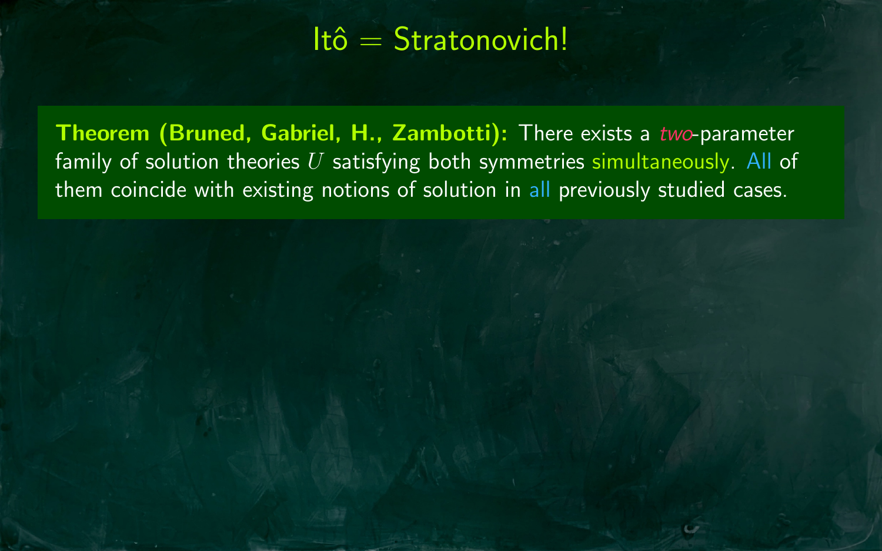# Itô = Stratonovich!

**Theorem (Bruned, Gabriel, H., Zambotti):** There exists a *two*-parameter family of solution theories $U$ satisfying both symmetries simultaneously. All of them coincide with existing notions of solution in all previously studied cases.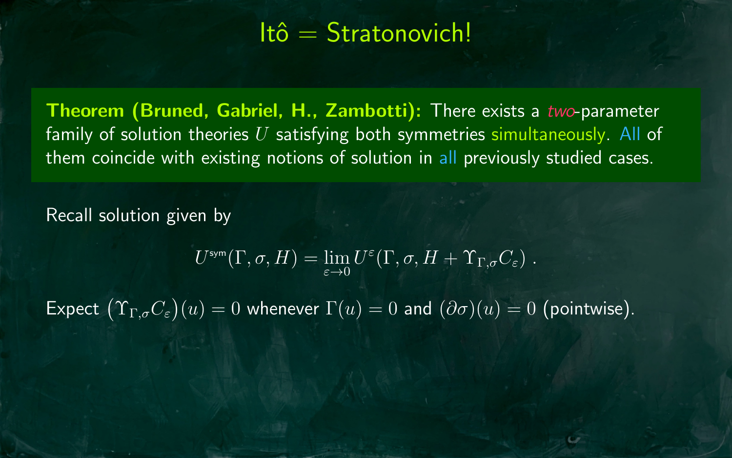# Itô = Stratonovich!

**Theorem (Bruned, Gabriel, H., Zambotti):** There exists a *two*-parameter family of solution theories $U$ satisfying both symmetries simultaneously. All of them coincide with existing notions of solution in all previously studied cases.

Recall solution given by

$$U^{\mathrm{sym}}(\Gamma, \sigma, H) = \lim_{\varepsilon \to 0} U^{\varepsilon}(\Gamma, \sigma, H + \Upsilon_{\Gamma,\sigma} C_{\varepsilon}) \;.$$

Expect $\big(\Upsilon_{\Gamma,\sigma} C_{\varepsilon}\big)(u) = 0$ whenever $\Gamma(u) = 0$ and $(\partial\sigma)(u) = 0$ (pointwise).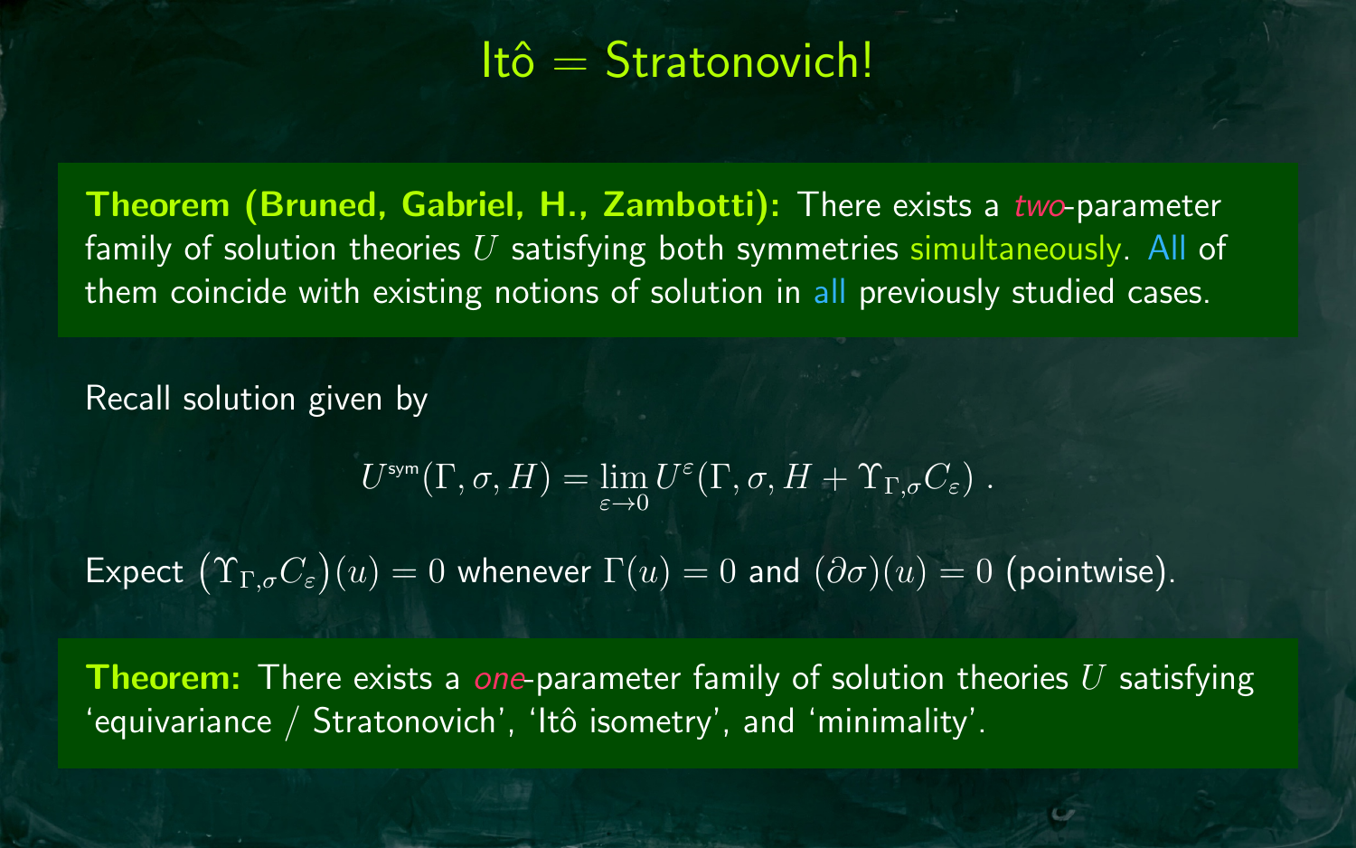# Itô = Stratonovich!

**Theorem (Bruned, Gabriel, H., Zambotti):** There exists a *two*-parameter family of solution theories $U$ satisfying both symmetries simultaneously. All of them coincide with existing notions of solution in all previously studied cases.

Recall solution given by

$$U^{\mathsf{sym}}(\Gamma, \sigma, H) = \lim_{\varepsilon \to 0} U^{\varepsilon}(\Gamma, \sigma, H + \Upsilon_{\Gamma,\sigma} C_{\varepsilon}) \;.$$

Expect $\big(\Upsilon_{\Gamma,\sigma} C_{\varepsilon}\big)(u) = 0$ whenever $\Gamma(u) = 0$ and $(\partial\sigma)(u) = 0$ (pointwise).

**Theorem:** There exists a *one*-parameter family of solution theories $U$ satisfying 'equivariance / Stratonovich', 'Itô isometry', and 'minimality'.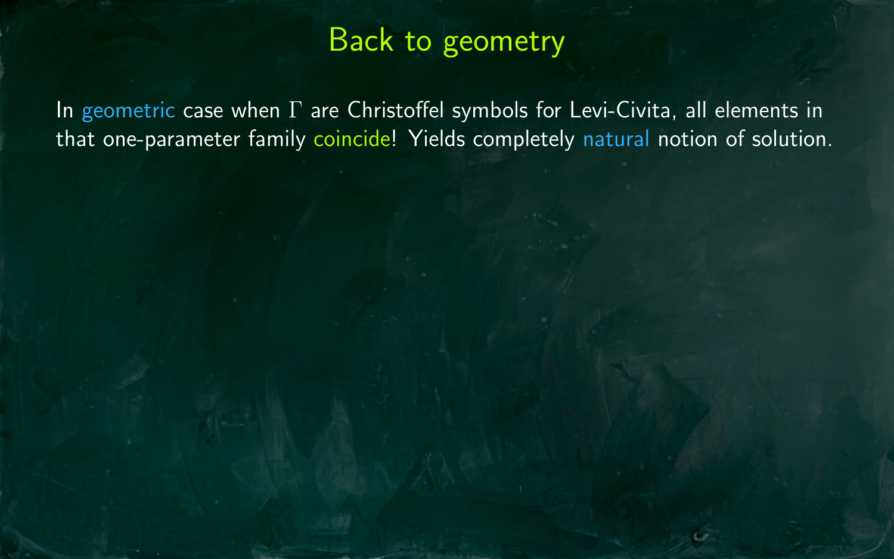# Back to geometry

In geometric case when $\Gamma$ are Christoffel symbols for Levi-Civita, all elements in that one-parameter family coincide! Yields completely natural notion of solution.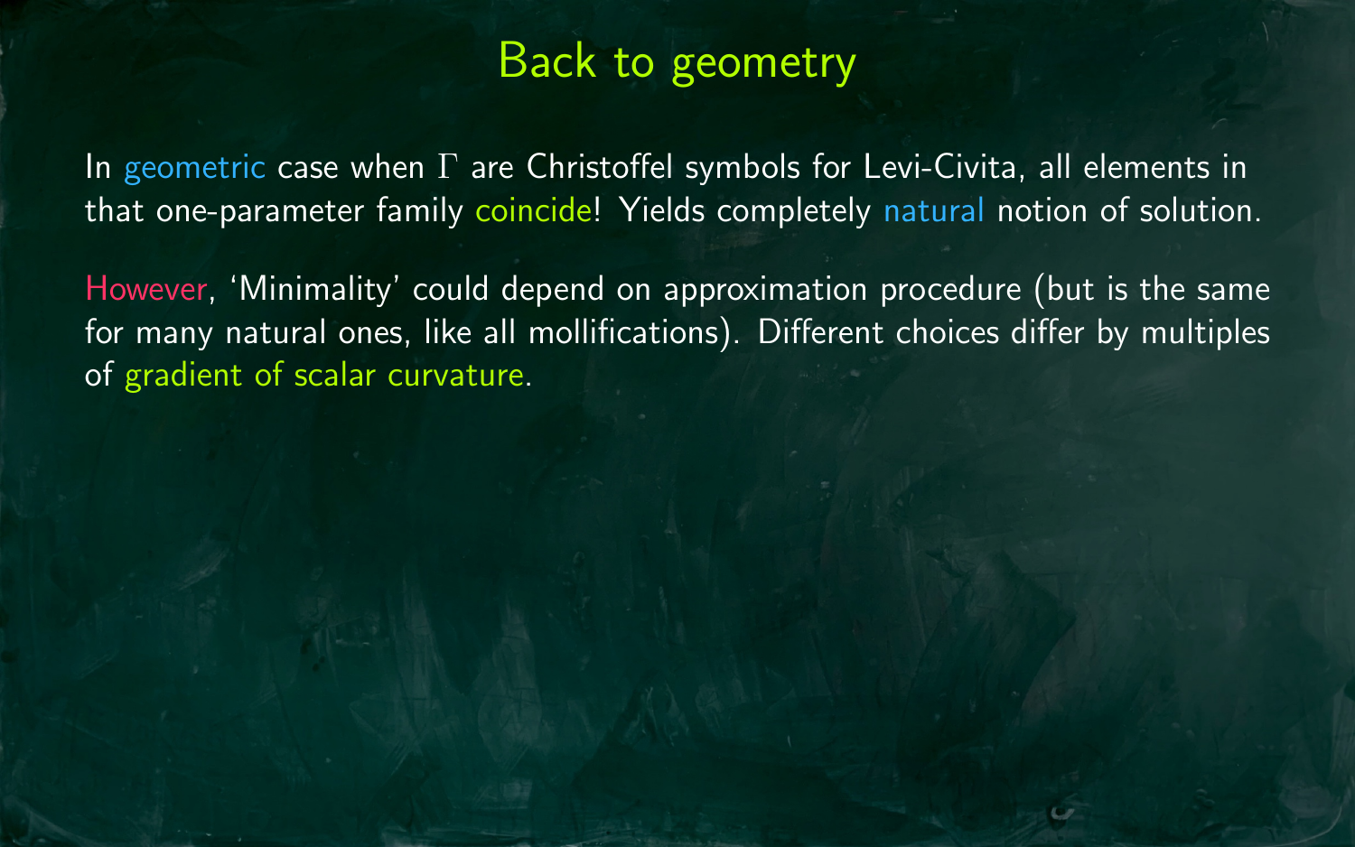# Back to geometry

In geometric case when $\Gamma$ are Christoffel symbols for Levi-Civita, all elements in that one-parameter family coincide! Yields completely natural notion of solution.

However, 'Minimality' could depend on approximation procedure (but is the same for many natural ones, like all mollifications). Different choices differ by multiples of gradient of scalar curvature.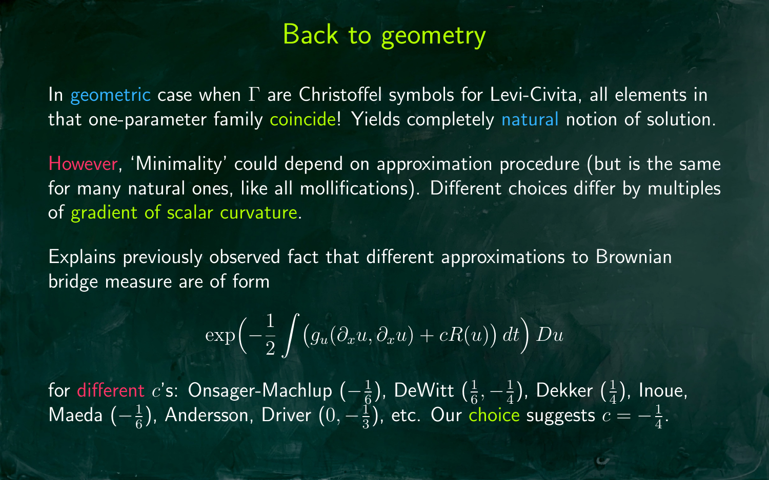# Back to geometry

In geometric case when $\Gamma$ are Christoffel symbols for Levi-Civita, all elements in that one-parameter family coincide! Yields completely natural notion of solution.

However, 'Minimality' could depend on approximation procedure (but is the same for many natural ones, like all mollifications). Different choices differ by multiples of gradient of scalar curvature.

Explains previously observed fact that different approximations to Brownian bridge measure are of form

$$\exp\Bigl(-\frac{1}{2}\int \bigl(g_u(\partial_x u, \partial_x u) + cR(u)\bigr)\, dt\Bigr)\, Du$$

for different $c$'s: Onsager-Machlup ($-\frac{1}{6}$), DeWitt ($\frac{1}{6}, -\frac{1}{4}$), Dekker ($\frac{1}{4}$), Inoue, Maeda ($-\frac{1}{6}$), Andersson, Driver ($0, -\frac{1}{3}$), etc. Our choice suggests $c = -\frac{1}{4}$.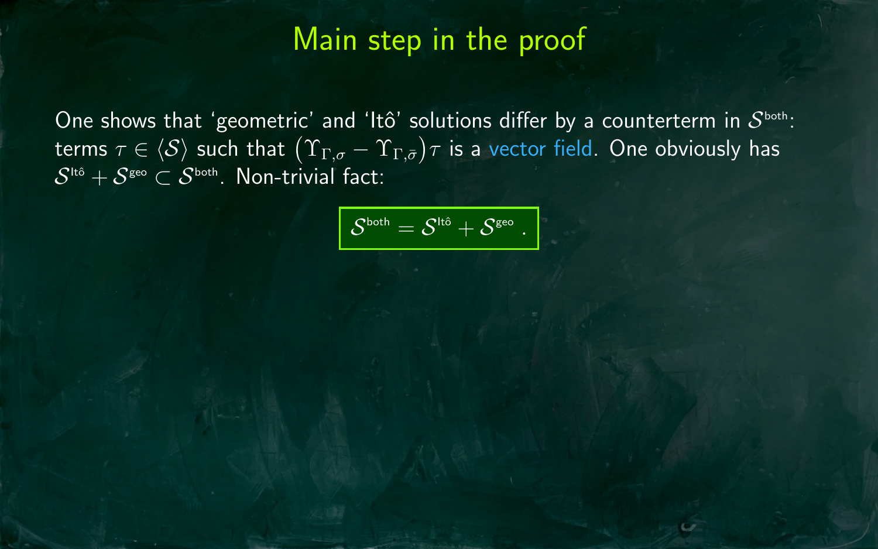# Main step in the proof

One shows that 'geometric' and 'Itô' solutions differ by a counterterm in $\mathcal{S}^{\text{both}}$: terms $\tau \in \langle \mathcal{S} \rangle$ such that $(\Upsilon_{\Gamma,\sigma} - \Upsilon_{\Gamma,\bar{\sigma}})\tau$ is a vector field. One obviously has $\mathcal{S}^{\text{Itô}} + \mathcal{S}^{\text{geo}} \subset \mathcal{S}^{\text{both}}$. Non-trivial fact:

$$\mathcal{S}^{\text{both}} = \mathcal{S}^{\text{Itô}} + \mathcal{S}^{\text{geo}} \;.$$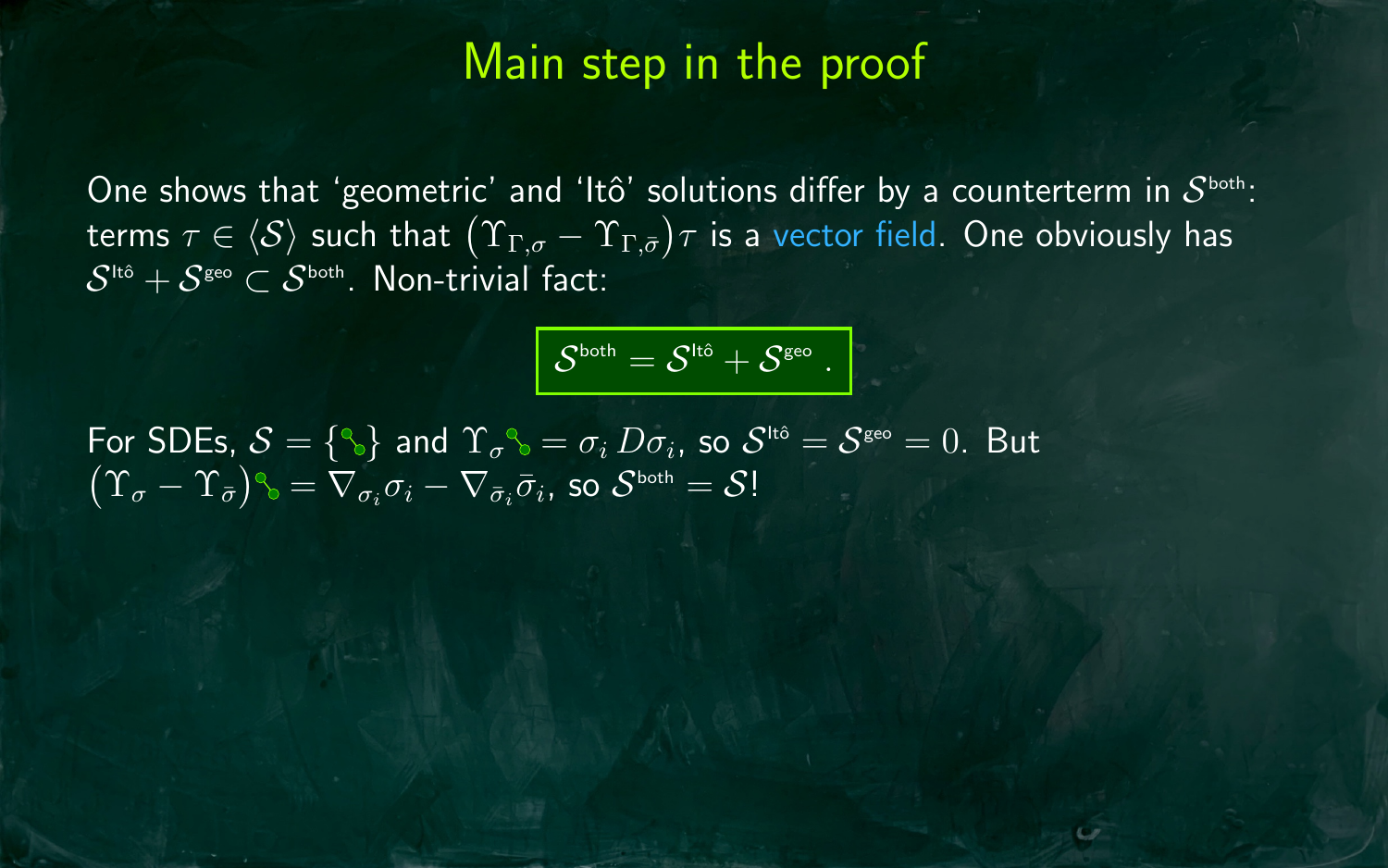# Main step in the proof

One shows that 'geometric' and 'Itô' solutions differ by a counterterm in $\mathcal{S}^{\text{both}}$: terms $\tau \in \langle \mathcal{S} \rangle$ such that $\big(\Upsilon_{\Gamma,\sigma} - \Upsilon_{\Gamma,\bar{\sigma}}\big)\tau$ is a vector field. One obviously has $\mathcal{S}^{\text{Itô}} + \mathcal{S}^{\text{geo}} \subset \mathcal{S}^{\text{both}}$. Non-trivial fact:

$$\boxed{\mathcal{S}^{\text{both}} = \mathcal{S}^{\text{Itô}} + \mathcal{S}^{\text{geo}}\ .}$$

For SDEs, $\mathcal{S} = \{\bullet\!\!-\!\!\bullet\}$ and $\Upsilon_\sigma \bullet\!\!-\!\!\bullet = \sigma_i\, D\sigma_i$, so $\mathcal{S}^{\text{Itô}} = \mathcal{S}^{\text{geo}} = 0$. But $\big(\Upsilon_\sigma - \Upsilon_{\bar{\sigma}}\big)\bullet\!\!-\!\!\bullet = \nabla_{\sigma_i}\sigma_i - \nabla_{\bar{\sigma}_i}\bar{\sigma}_i$, so $\mathcal{S}^{\text{both}} = \mathcal{S}$!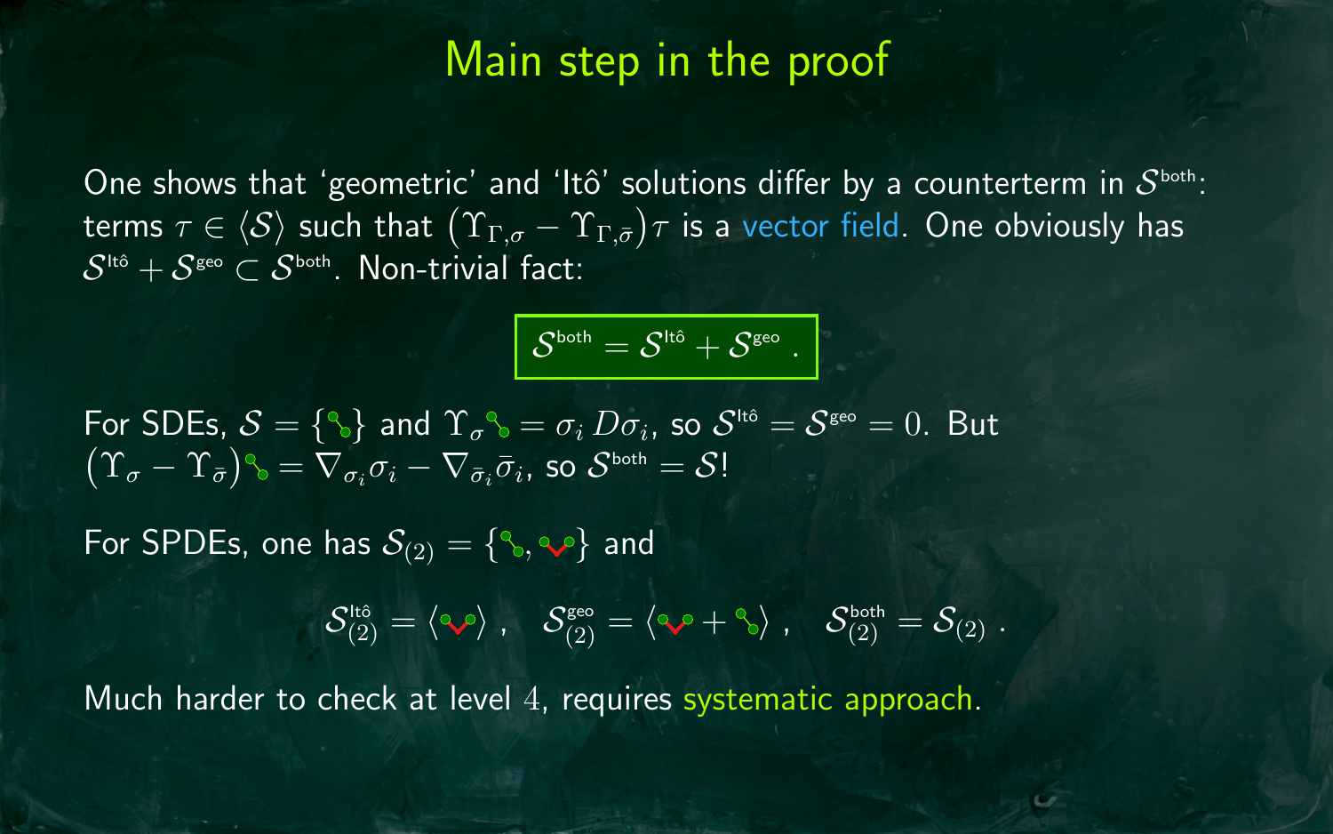# Main step in the proof

One shows that 'geometric' and 'Itô' solutions differ by a counterterm in $\mathcal{S}^{\text{both}}$: terms $\tau \in \langle \mathcal{S} \rangle$ such that $(\Upsilon_{\Gamma,\sigma} - \Upsilon_{\Gamma,\bar\sigma})\tau$ is a vector field. One obviously has $\mathcal{S}^{\text{Itô}} + \mathcal{S}^{\text{geo}} \subset \mathcal{S}^{\text{both}}$. Non-trivial fact:

$$\boxed{\mathcal{S}^{\text{both}} = \mathcal{S}^{\text{Itô}} + \mathcal{S}^{\text{geo}}\ .}$$

For SDEs, $\mathcal{S} = \{\diagdown\}$ and $\Upsilon_\sigma \diagdown = \sigma_i\, D\sigma_i$, so $\mathcal{S}^{\text{Itô}} = \mathcal{S}^{\text{geo}} = 0$. But $(\Upsilon_\sigma - \Upsilon_{\bar\sigma})\diagdown = \nabla_{\sigma_i}\sigma_i - \nabla_{\bar\sigma_i}\bar\sigma_i$, so $\mathcal{S}^{\text{both}} = \mathcal{S}$!

For SPDEs, one has $\mathcal{S}_{(2)} = \{\diagdown, \vee\}$ and

$$\mathcal{S}^{\text{Itô}}_{(2)} = \langle \vee \rangle\ , \quad \mathcal{S}^{\text{geo}}_{(2)} = \langle \vee + \diagdown \rangle\ , \quad \mathcal{S}^{\text{both}}_{(2)} = \mathcal{S}_{(2)}\ .$$

Much harder to check at level $4$, requires systematic approach.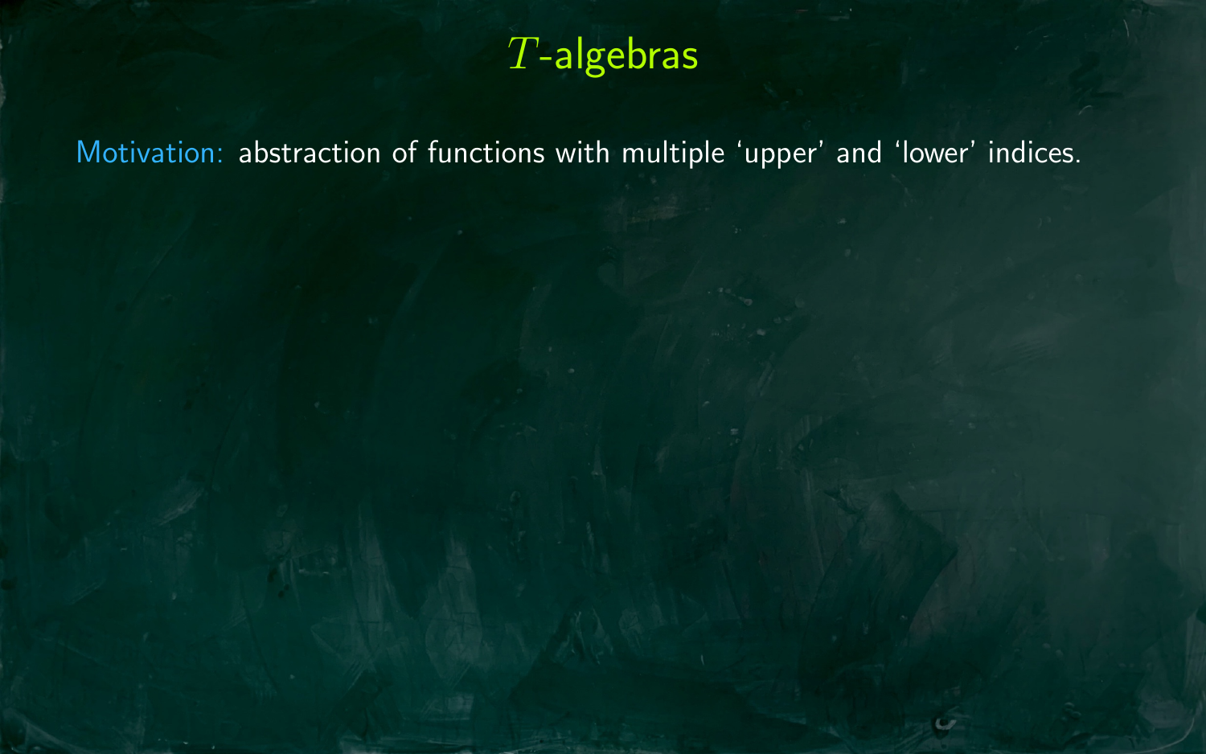# $T$-algebras

Motivation: abstraction of functions with multiple 'upper' and 'lower' indices.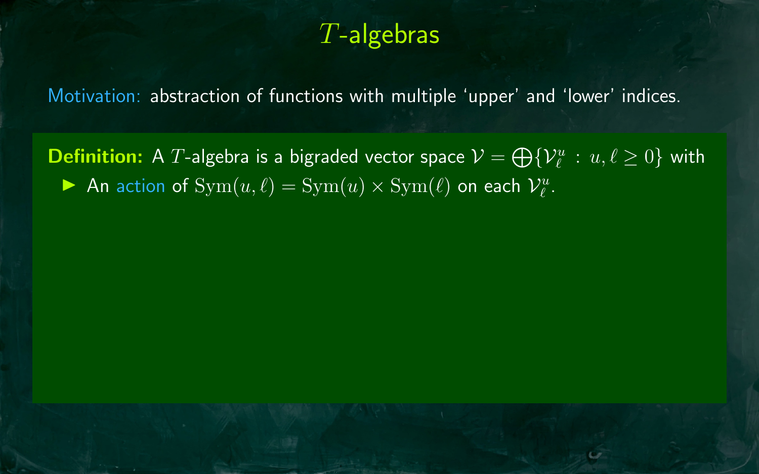# $T$-algebras

Motivation: abstraction of functions with multiple 'upper' and 'lower' indices.

**Definition:** A $T$-algebra is a bigraded vector space $\mathcal{V} = \bigoplus\{\mathcal{V}_\ell^u : u, \ell \geq 0\}$ with

- An action of $\mathrm{Sym}(u, \ell) = \mathrm{Sym}(u) \times \mathrm{Sym}(\ell)$ on each $\mathcal{V}_\ell^u$.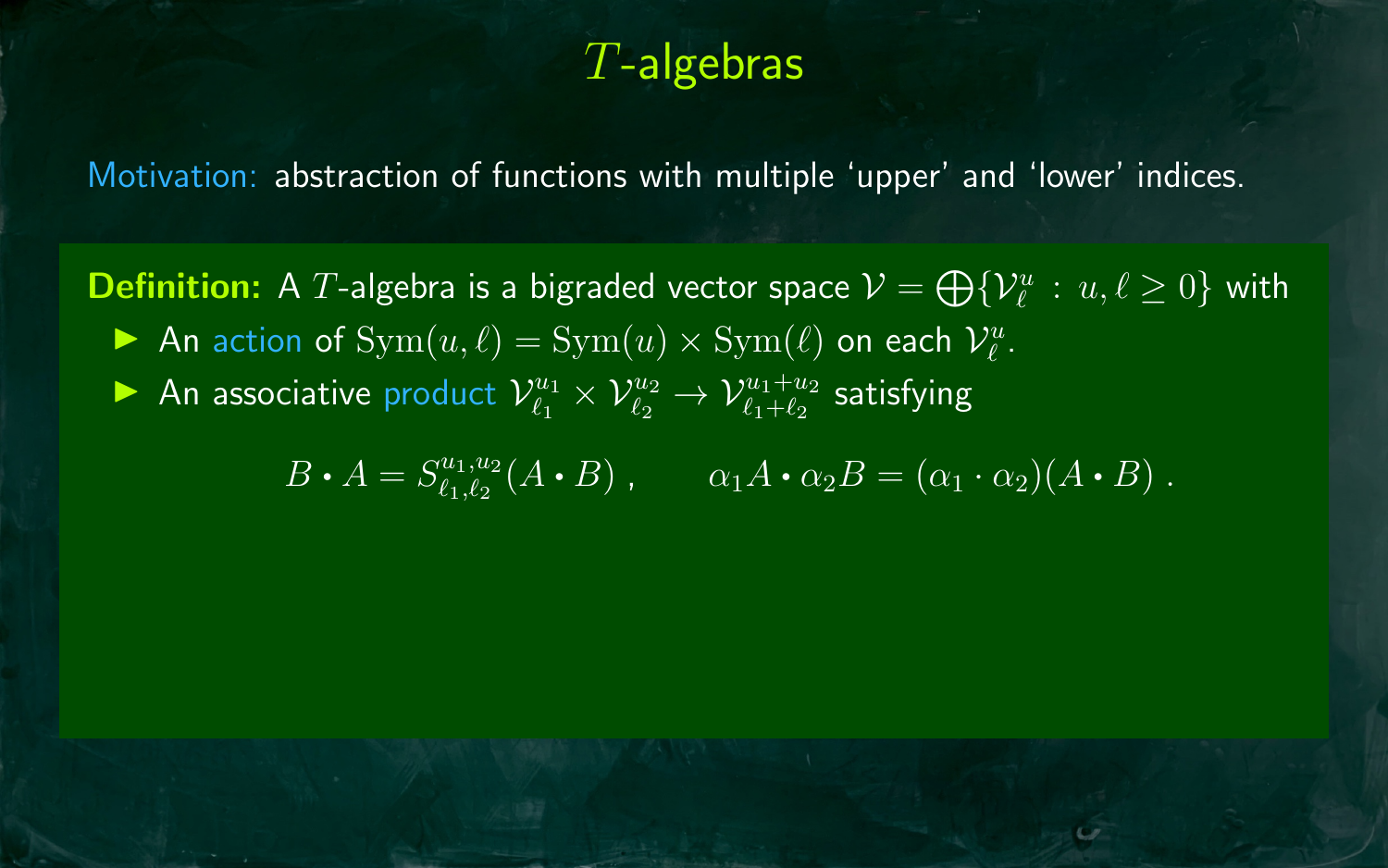# $T$-algebras

Motivation: abstraction of functions with multiple 'upper' and 'lower' indices.

**Definition:** A $T$-algebra is a bigraded vector space $\mathcal{V} = \bigoplus\{\mathcal{V}_\ell^u \,:\, u, \ell \geq 0\}$ with

- An action of $\mathrm{Sym}(u, \ell) = \mathrm{Sym}(u) \times \mathrm{Sym}(\ell)$ on each $\mathcal{V}_\ell^u$.
- An associative product $\mathcal{V}_{\ell_1}^{u_1} \times \mathcal{V}_{\ell_2}^{u_2} \to \mathcal{V}_{\ell_1+\ell_2}^{u_1+u_2}$ satisfying

$$B \bullet A = S_{\ell_1,\ell_2}^{u_1,u_2}(A \bullet B) \,, \qquad \alpha_1 A \bullet \alpha_2 B = (\alpha_1 \cdot \alpha_2)(A \bullet B) \,.$$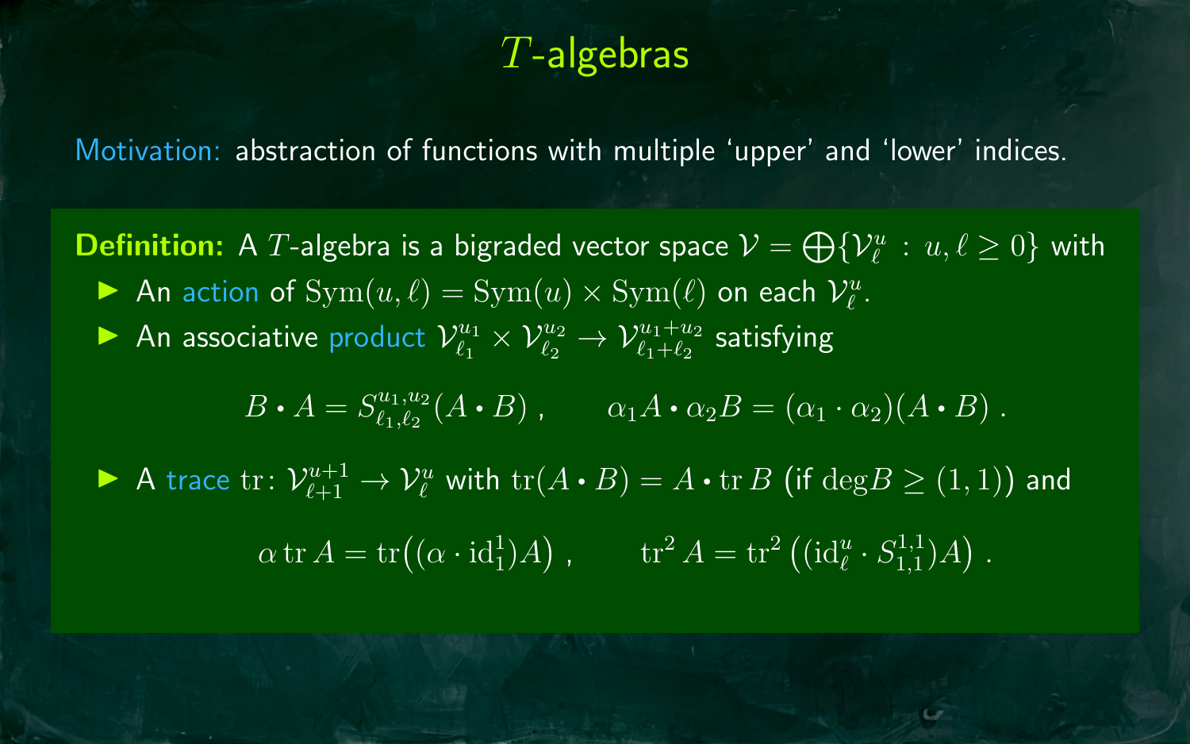# $T$-algebras

Motivation: abstraction of functions with multiple 'upper' and 'lower' indices.

**Definition:** A $T$-algebra is a bigraded vector space $\mathcal{V} = \bigoplus\{\mathcal{V}^u_\ell \,:\, u, \ell \geq 0\}$ with

- An action of $\mathrm{Sym}(u,\ell) = \mathrm{Sym}(u) \times \mathrm{Sym}(\ell)$ on each $\mathcal{V}^u_\ell$.
- An associative product $\mathcal{V}^{u_1}_{\ell_1} \times \mathcal{V}^{u_2}_{\ell_2} \to \mathcal{V}^{u_1+u_2}_{\ell_1+\ell_2}$ satisfying

$$B \bullet A = S^{u_1,u_2}_{\ell_1,\ell_2}(A \bullet B)\;, \qquad \alpha_1 A \bullet \alpha_2 B = (\alpha_1 \cdot \alpha_2)(A \bullet B)\;.$$

- A trace $\mathrm{tr}\colon \mathcal{V}^{u+1}_{\ell+1} \to \mathcal{V}^u_\ell$ with $\mathrm{tr}(A \bullet B) = A \bullet \mathrm{tr}\, B$ (if $\deg B \geq (1,1)$) and

$$\alpha \,\mathrm{tr}\, A = \mathrm{tr}\big((\alpha \cdot \mathrm{id}^1_1)A\big)\;, \qquad \mathrm{tr}^2 A = \mathrm{tr}^2\left((\mathrm{id}^u_\ell \cdot S^{1,1}_{1,1})A\right)\;.$$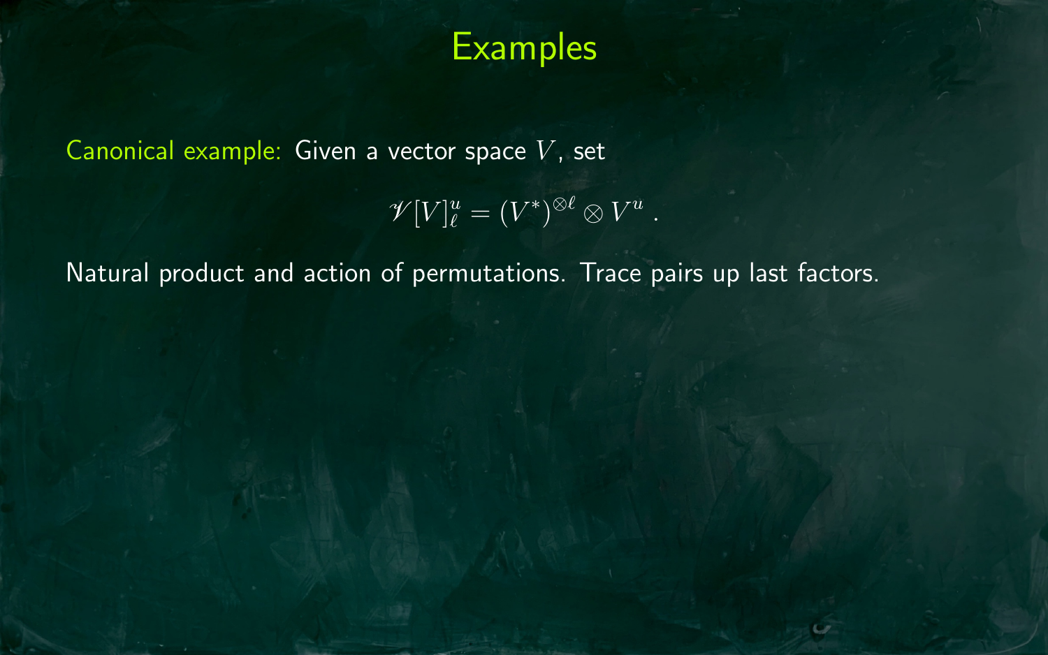# Examples

Canonical example: Given a vector space $V$, set

$$\mathscr{V}[V]_\ell^u = (V^*)^{\otimes \ell} \otimes V^u \,.$$

Natural product and action of permutations. Trace pairs up last factors.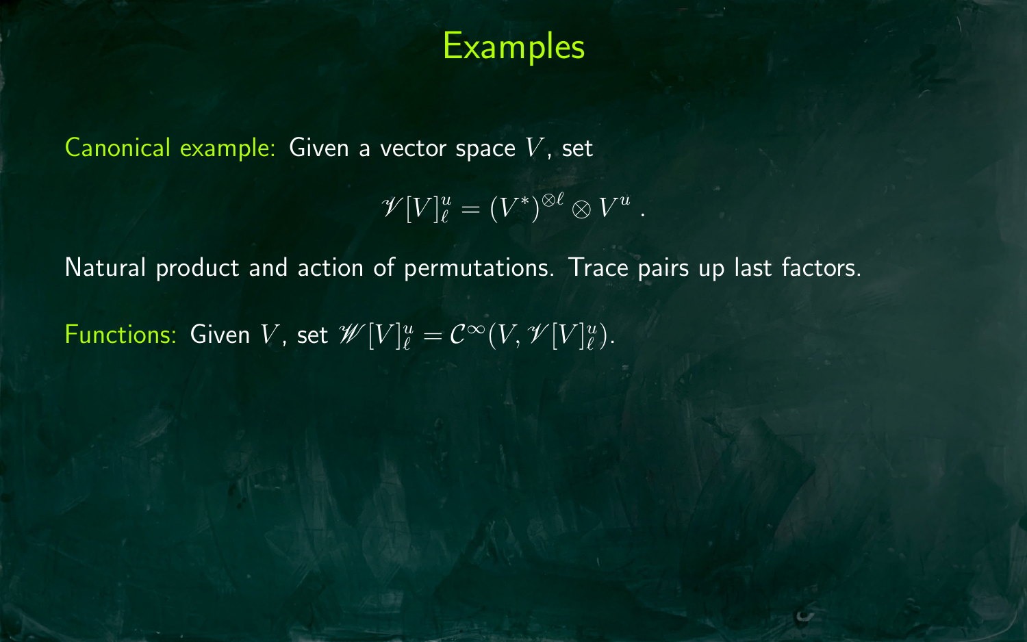# Examples

Canonical example: Given a vector space $V$, set

$$\mathscr{V}[V]^u_\ell = (V^*)^{\otimes \ell} \otimes V^u \, .$$

Natural product and action of permutations. Trace pairs up last factors.

Functions: Given $V$, set $\mathscr{W}[V]^u_\ell = \mathcal{C}^\infty(V, \mathscr{V}[V]^u_\ell)$.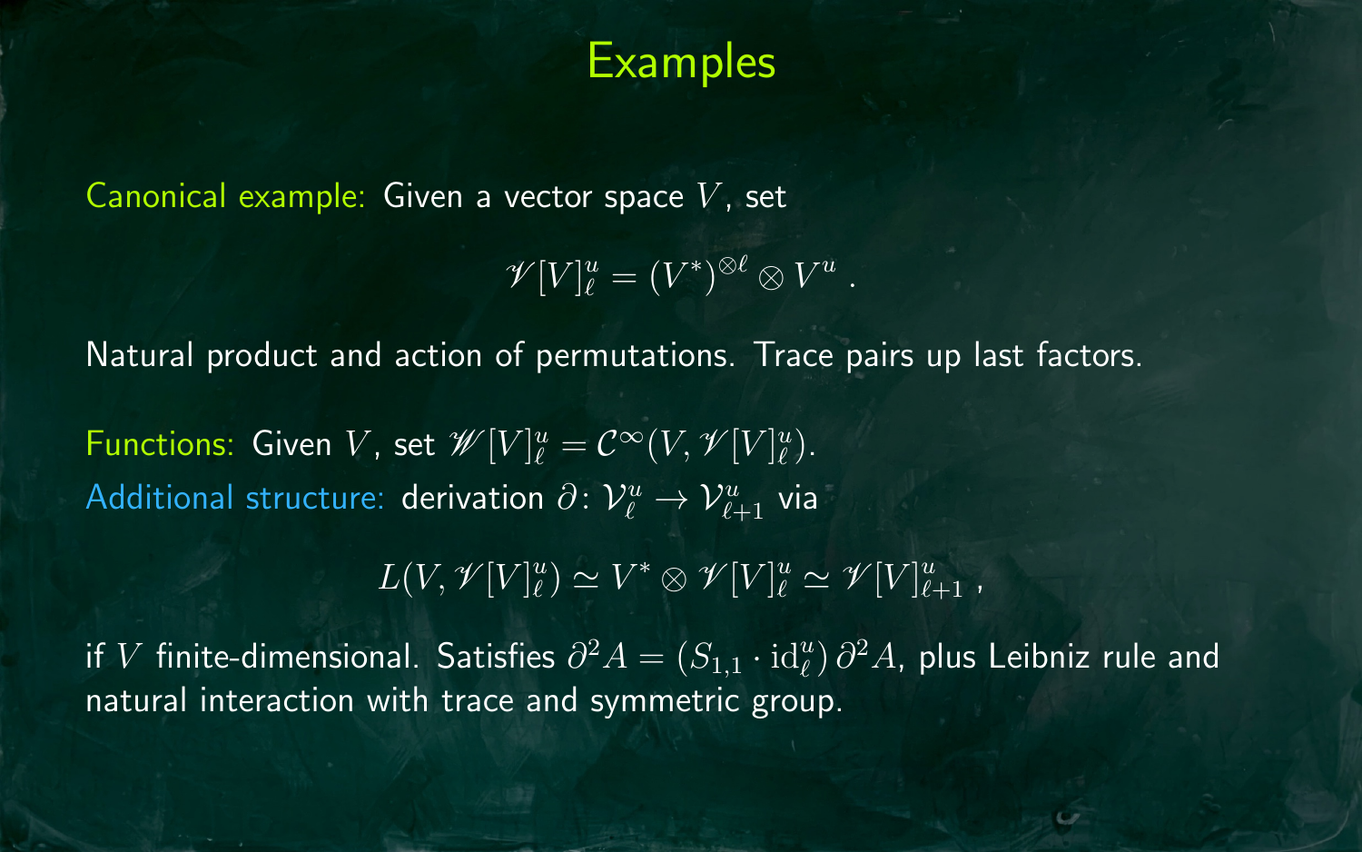# Examples

Canonical example: Given a vector space $V$, set

$$\mathscr{V}[V]^u_\ell = (V^*)^{\otimes \ell} \otimes V^u \,.$$

Natural product and action of permutations. Trace pairs up last factors.

Functions: Given $V$, set $\mathscr{W}[V]^u_\ell = \mathcal{C}^\infty(V, \mathscr{V}[V]^u_\ell)$.
Additional structure: derivation $\partial \colon \mathcal{V}^u_\ell \to \mathcal{V}^u_{\ell+1}$ via

$$L(V, \mathscr{V}[V]^u_\ell) \simeq V^* \otimes \mathscr{V}[V]^u_\ell \simeq \mathscr{V}[V]^u_{\ell+1} \,,$$

if $V$ finite-dimensional. Satisfies $\partial^2 A = (S_{1,1} \cdot \mathrm{id}^u_\ell)\, \partial^2 A$, plus Leibniz rule and natural interaction with trace and symmetric group.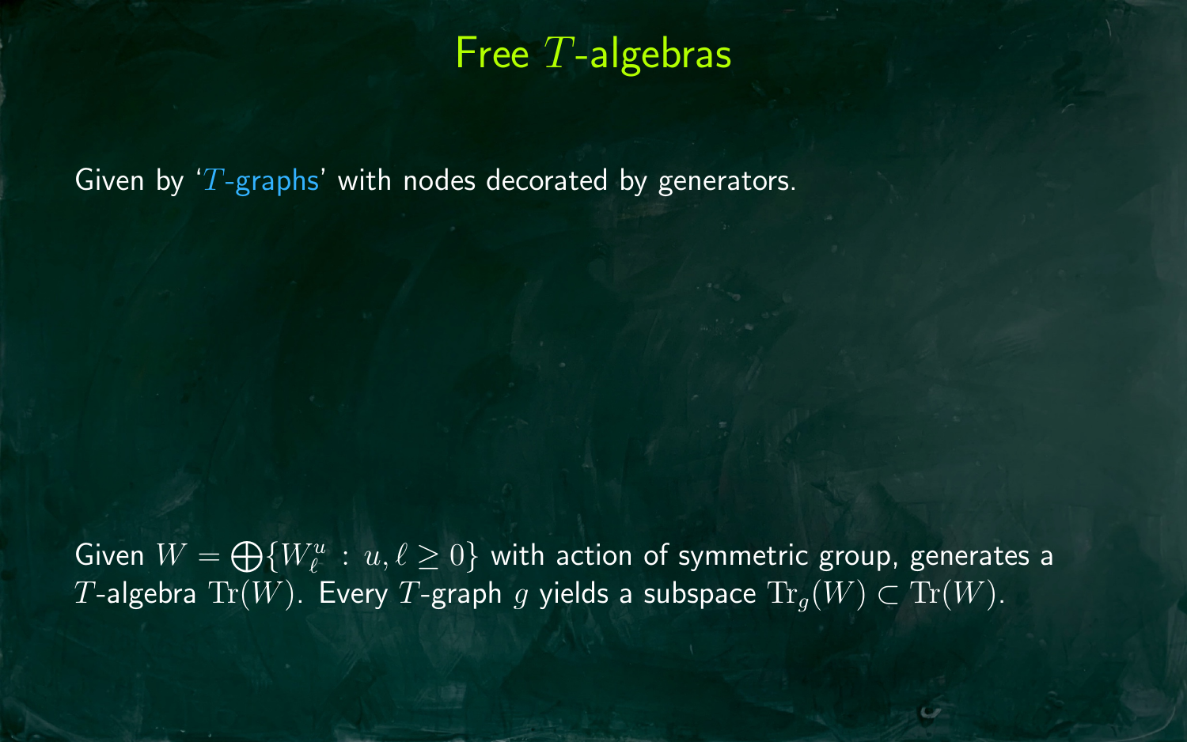# Free $T$-algebras

Given by '$T$-graphs' with nodes decorated by generators.

Given $W = \bigoplus\{W_\ell^u : u, \ell \geq 0\}$ with action of symmetric group, generates a $T$-algebra $\mathrm{Tr}(W)$. Every $T$-graph $g$ yields a subspace $\mathrm{Tr}_g(W) \subset \mathrm{Tr}(W)$.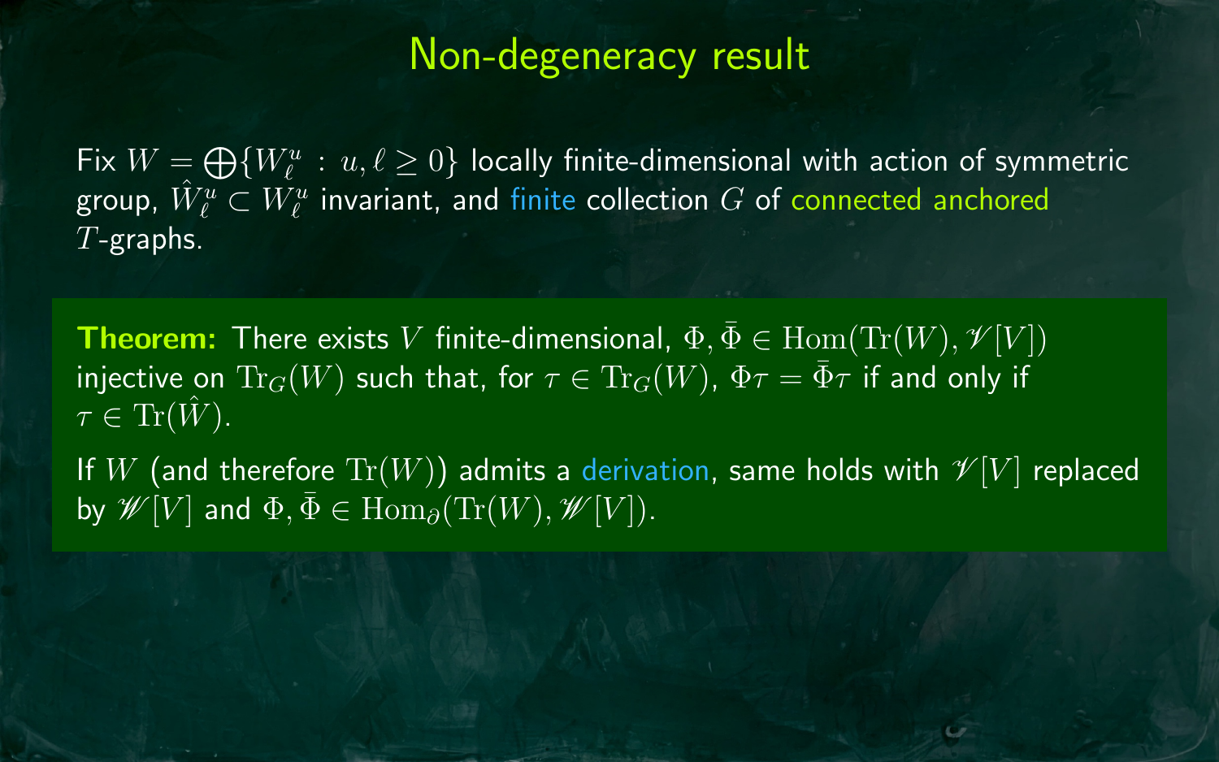# Non-degeneracy result

Fix $W = \bigoplus\{W^u_\ell : u, \ell \geq 0\}$ locally finite-dimensional with action of symmetric group, $\hat{W}^u_\ell \subset W^u_\ell$ invariant, and finite collection $G$ of connected anchored $T$-graphs.

**Theorem:** There exists $V$ finite-dimensional, $\Phi, \bar{\Phi} \in \mathrm{Hom}(\mathrm{Tr}(W), \mathscr{V}[V])$ injective on $\mathrm{Tr}_G(W)$ such that, for $\tau \in \mathrm{Tr}_G(W)$, $\Phi\tau = \bar{\Phi}\tau$ if and only if $\tau \in \mathrm{Tr}(\hat{W})$.

If $W$ (and therefore $\mathrm{Tr}(W)$) admits a derivation, same holds with $\mathscr{V}[V]$ replaced by $\mathscr{W}[V]$ and $\Phi, \bar{\Phi} \in \mathrm{Hom}_\partial(\mathrm{Tr}(W), \mathscr{W}[V])$.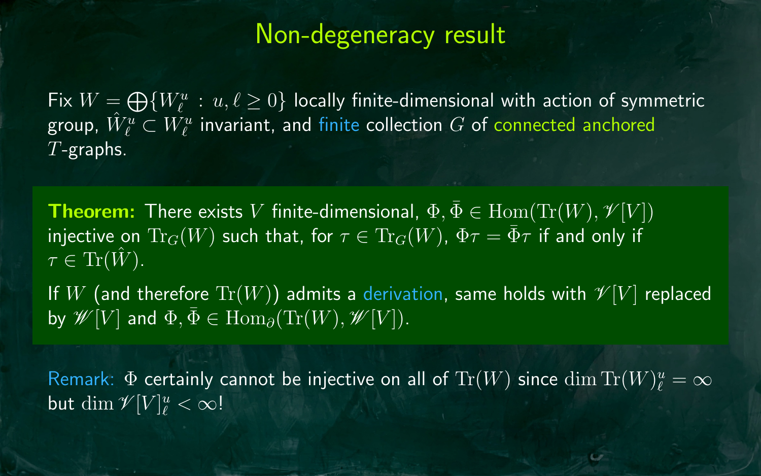# Non-degeneracy result

Fix $W = \bigoplus\{W_\ell^u : u, \ell \geq 0\}$ locally finite-dimensional with action of symmetric group, $\hat{W}_\ell^u \subset W_\ell^u$ invariant, and finite collection $G$ of connected anchored $T$-graphs.

**Theorem:** There exists $V$ finite-dimensional, $\Phi, \bar{\Phi} \in \mathrm{Hom}(\mathrm{Tr}(W), \mathscr{V}[V])$ injective on $\mathrm{Tr}_G(W)$ such that, for $\tau \in \mathrm{Tr}_G(W)$, $\Phi\tau = \bar{\Phi}\tau$ if and only if $\tau \in \mathrm{Tr}(\hat{W})$.

If $W$ (and therefore $\mathrm{Tr}(W)$) admits a derivation, same holds with $\mathscr{V}[V]$ replaced by $\mathscr{W}[V]$ and $\Phi, \bar{\Phi} \in \mathrm{Hom}_\partial(\mathrm{Tr}(W), \mathscr{W}[V])$.

Remark: $\Phi$ certainly cannot be injective on all of $\mathrm{Tr}(W)$ since $\dim \mathrm{Tr}(W)_\ell^u = \infty$ but $\dim \mathscr{V}[V]_\ell^u < \infty$!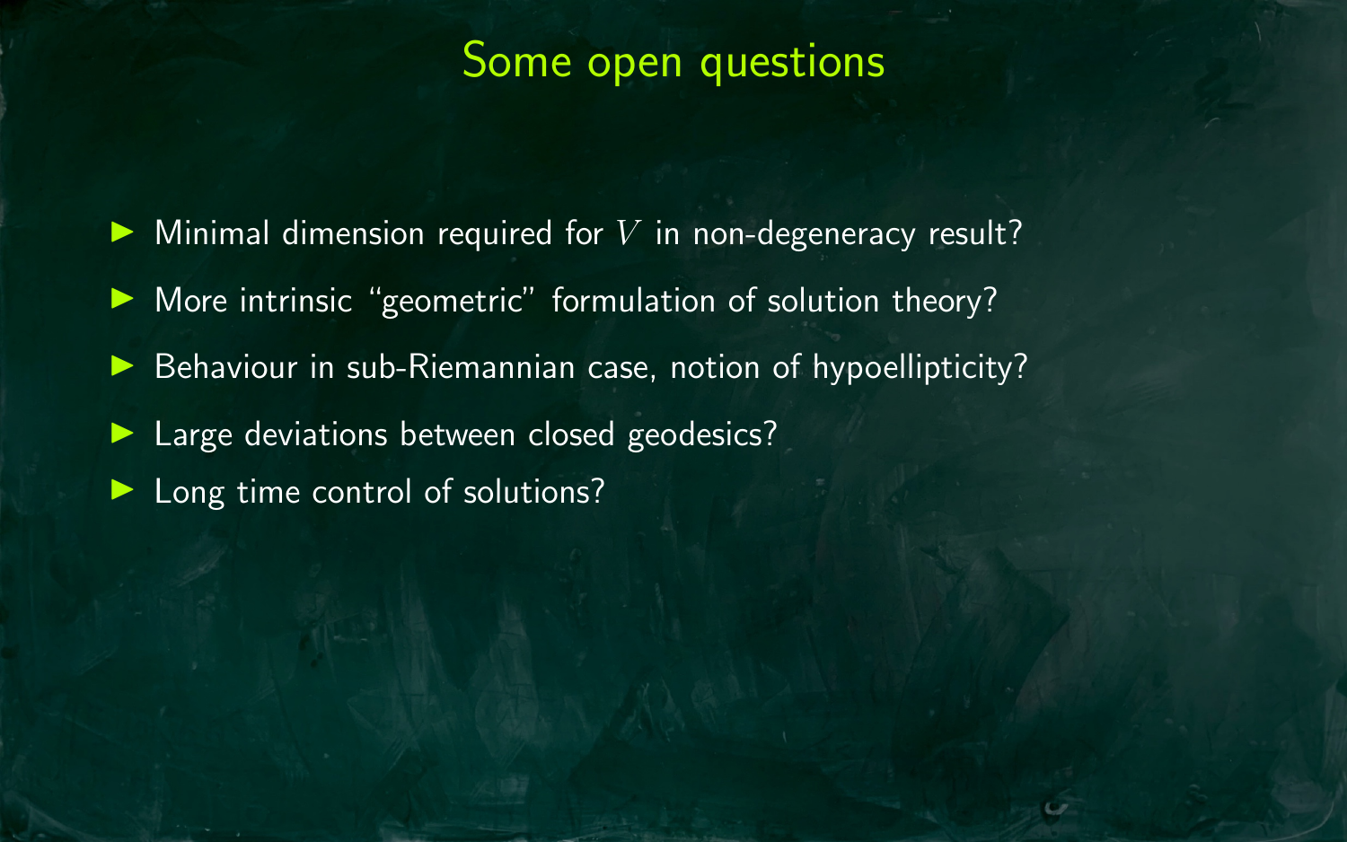# Some open questions

- Minimal dimension required for $V$ in non-degeneracy result?
- More intrinsic "geometric" formulation of solution theory?
- Behaviour in sub-Riemannian case, notion of hypoellipticity?
- Large deviations between closed geodesics?
- Long time control of solutions?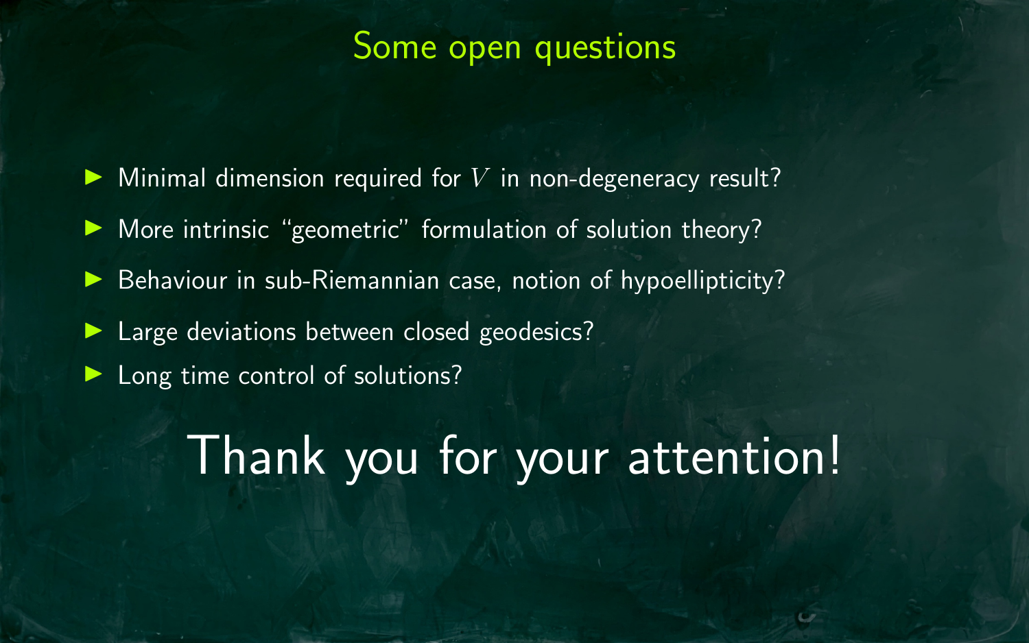## Some open questions

- Minimal dimension required for $V$ in non-degeneracy result?
- More intrinsic "geometric" formulation of solution theory?
- Behaviour in sub-Riemannian case, notion of hypoellipticity?
- Large deviations between closed geodesics?
- Long time control of solutions?

# Thank you for your attention!